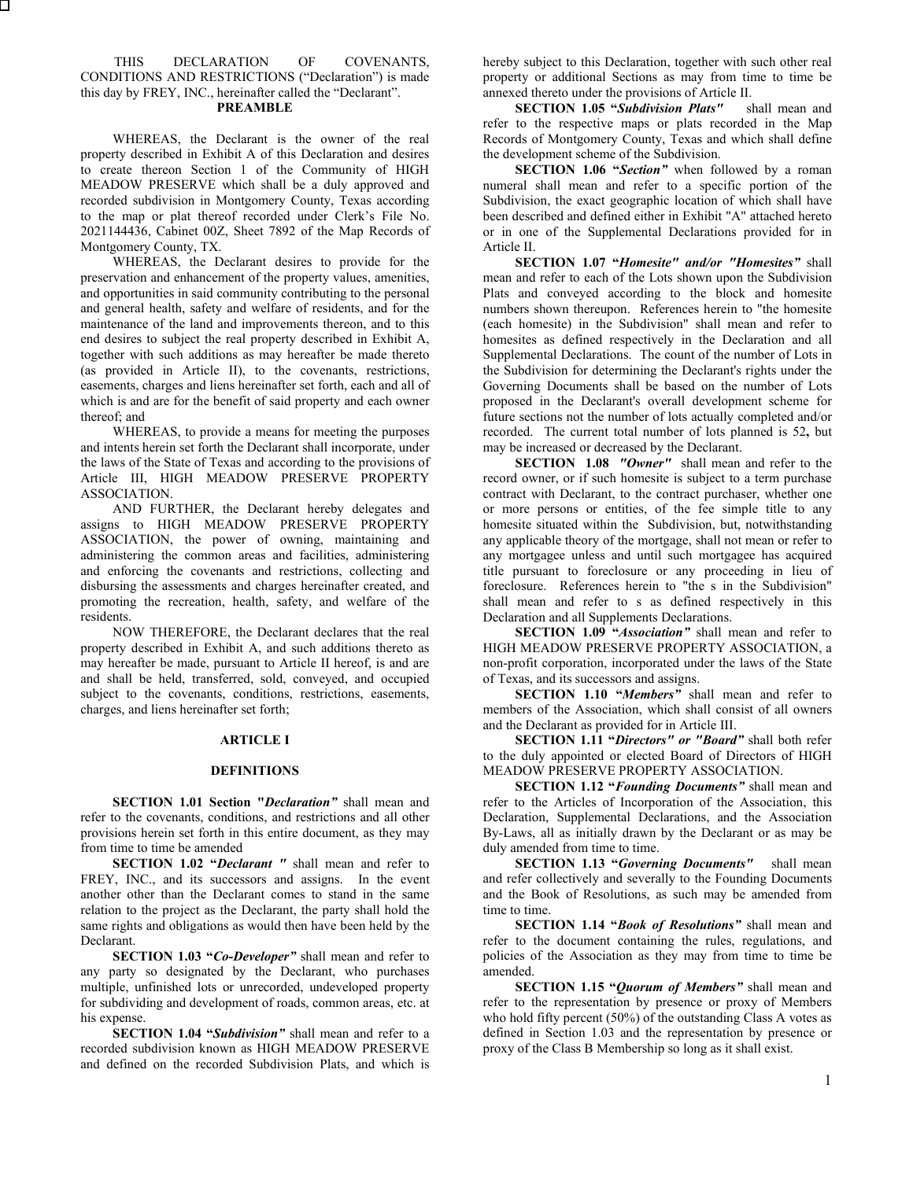THIS DECLARATION OF COVENANTS, CONDITIONS AND RESTRICTIONS ("Declaration") is made this day by FREY, INC., hereinafter called the "Declarant".

**PREAMBLE**

WHEREAS, the Declarant is the owner of the real property described in Exhibit A of this Declaration and desires to create thereon Section 1 of the Community of HIGH MEADOW PRESERVE which shall be a duly approved and recorded subdivision in Montgomery County, Texas according to the map or plat thereof recorded under Clerk's File No. 2021144436, Cabinet 00Z, Sheet 7892 of the Map Records of Montgomery County, TX.

WHEREAS, the Declarant desires to provide for the preservation and enhancement of the property values, amenities, and opportunities in said community contributing to the personal and general health, safety and welfare of residents, and for the maintenance of the land and improvements thereon, and to this end desires to subject the real property described in Exhibit A, together with such additions as may hereafter be made thereto (as provided in Article II), to the covenants, restrictions, easements, charges and liens hereinafter set forth, each and all of which is and are for the benefit of said property and each owner thereof; and

WHEREAS, to provide a means for meeting the purposes and intents herein set forth the Declarant shall incorporate, under the laws of the State of Texas and according to the provisions of Article III, HIGH MEADOW PRESERVE PROPERTY ASSOCIATION.

AND FURTHER, the Declarant hereby delegates and assigns to HIGH MEADOW PRESERVE PROPERTY ASSOCIATION, the power of owning, maintaining and administering the common areas and facilities, administering and enforcing the covenants and restrictions, collecting and disbursing the assessments and charges hereinafter created, and promoting the recreation, health, safety, and welfare of the residents.

NOW THEREFORE, the Declarant declares that the real property described in Exhibit A, and such additions thereto as may hereafter be made, pursuant to Article II hereof, is and are and shall be held, transferred, sold, conveyed, and occupied subject to the covenants, conditions, restrictions, easements, charges, and liens hereinafter set forth;

## ARTICLE I

## DEFINITIONS

**SECTION 1.01 Section "*Declaration*"** shall mean and refer to the covenants, conditions, and restrictions and all other provisions herein set forth in this entire document, as they may from time to time be amended

**SECTION 1.02 "*Declarant* "** shall mean and refer to FREY, INC., and its successors and assigns. In the event another other than the Declarant comes to stand in the same relation to the project as the Declarant, the party shall hold the same rights and obligations as would then have been held by the Declarant.

**SECTION 1.03 "*Co-Developer*"** shall mean and refer to any party so designated by the Declarant, who purchases multiple, unfinished lots or unrecorded, undeveloped property for subdividing and development of roads, common areas, etc. at his expense.

**SECTION 1.04 "*Subdivision*"** shall mean and refer to a recorded subdivision known as HIGH MEADOW PRESERVE and defined on the recorded Subdivision Plats, and which is hereby subject to this Declaration, together with such other real property or additional Sections as may from time to time be annexed thereto under the provisions of Article II.

**SECTION 1.05 "*Subdivision Plats*"** shall mean and refer to the respective maps or plats recorded in the Map Records of Montgomery County, Texas and which shall define the development scheme of the Subdivision.

**SECTION 1.06 "*Section*"** when followed by a roman numeral shall mean and refer to a specific portion of the Subdivision, the exact geographic location of which shall have been described and defined either in Exhibit "A" attached hereto or in one of the Supplemental Declarations provided for in Article II.

**SECTION 1.07 "*Homesite*" and/or "*Homesites*"** shall mean and refer to each of the Lots shown upon the Subdivision Plats and conveyed according to the block and homesite numbers shown thereupon. References herein to "the homesite (each homesite) in the Subdivision" shall mean and refer to homesites as defined respectively in the Declaration and all Supplemental Declarations. The count of the number of Lots in the Subdivision for determining the Declarant's rights under the Governing Documents shall be based on the number of Lots proposed in the Declarant's overall development scheme for future sections not the number of lots actually completed and/or recorded. The current total number of lots planned is 52**,** but may be increased or decreased by the Declarant.

**SECTION 1.08 "*Owner*"** shall mean and refer to the record owner, or if such homesite is subject to a term purchase contract with Declarant, to the contract purchaser, whether one or more persons or entities, of the fee simple title to any homesite situated within the Subdivision, but, notwithstanding any applicable theory of the mortgage, shall not mean or refer to any mortgagee unless and until such mortgagee has acquired title pursuant to foreclosure or any proceeding in lieu of foreclosure. References herein to "the s in the Subdivision" shall mean and refer to s as defined respectively in this Declaration and all Supplements Declarations.

**SECTION 1.09 "*Association*"** shall mean and refer to HIGH MEADOW PRESERVE PROPERTY ASSOCIATION, a non-profit corporation, incorporated under the laws of the State of Texas, and its successors and assigns.

**SECTION 1.10 "*Members*"** shall mean and refer to members of the Association, which shall consist of all owners and the Declarant as provided for in Article III.

**SECTION 1.11 "*Directors*" or "*Board*"** shall both refer to the duly appointed or elected Board of Directors of HIGH MEADOW PRESERVE PROPERTY ASSOCIATION.

**SECTION 1.12 "*Founding Documents*"** shall mean and refer to the Articles of Incorporation of the Association, this Declaration, Supplemental Declarations, and the Association By-Laws, all as initially drawn by the Declarant or as may be duly amended from time to time.

**SECTION 1.13 "*Governing Documents*"** shall mean and refer collectively and severally to the Founding Documents and the Book of Resolutions, as such may be amended from time to time.

**SECTION 1.14 "*Book of Resolutions*"** shall mean and refer to the document containing the rules, regulations, and policies of the Association as they may from time to time be amended.

**SECTION 1.15 "*Quorum of Members*"** shall mean and refer to the representation by presence or proxy of Members who hold fifty percent (50%) of the outstanding Class A votes as defined in Section 1.03 and the representation by presence or proxy of the Class B Membership so long as it shall exist.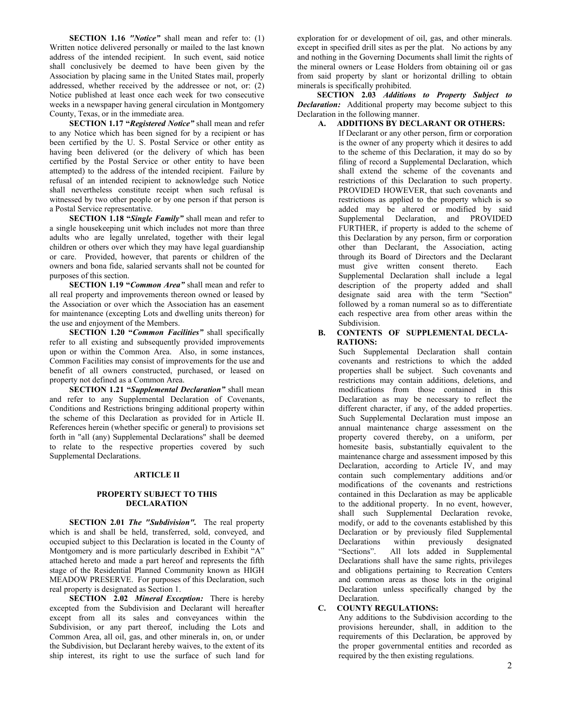**SECTION 1.16** ***"Notice"*** shall mean and refer to: (1) Written notice delivered personally or mailed to the last known address of the intended recipient. In such event, said notice shall conclusively be deemed to have been given by the Association by placing same in the United States mail, properly addressed, whether received by the addressee or not, or: (2) Notice published at least once each week for two consecutive weeks in a newspaper having general circulation in Montgomery County, Texas, or in the immediate area.

**SECTION 1.17 "*Registered Notice"*** shall mean and refer to any Notice which has been signed for by a recipient or has been certified by the U. S. Postal Service or other entity as having been delivered (or the delivery of which has been certified by the Postal Service or other entity to have been attempted) to the address of the intended recipient. Failure by refusal of an intended recipient to acknowledge such Notice shall nevertheless constitute receipt when such refusal is witnessed by two other people or by one person if that person is a Postal Service representative.

**SECTION 1.18 "*Single Family"*** shall mean and refer to a single housekeeping unit which includes not more than three adults who are legally unrelated, together with their legal children or others over which they may have legal guardianship or care. Provided, however, that parents or children of the owners and bona fide, salaried servants shall not be counted for purposes of this section.

**SECTION 1.19 "*Common Area"*** shall mean and refer to all real property and improvements thereon owned or leased by the Association or over which the Association has an easement for maintenance (excepting Lots and dwelling units thereon) for the use and enjoyment of the Members.

**SECTION 1.20 "*Common Facilities"*** shall specifically refer to all existing and subsequently provided improvements upon or within the Common Area. Also, in some instances, Common Facilities may consist of improvements for the use and benefit of all owners constructed, purchased, or leased on property not defined as a Common Area.

**SECTION 1.21 "*Supplemental Declaration"*** shall mean and refer to any Supplemental Declaration of Covenants, Conditions and Restrictions bringing additional property within the scheme of this Declaration as provided for in Article II. References herein (whether specific or general) to provisions set forth in "all (any) Supplemental Declarations" shall be deemed to relate to the respective properties covered by such Supplemental Declarations.

## ARTICLE II

## PROPERTY SUBJECT TO THIS DECLARATION

**SECTION 2.01** ***The "Subdivision".*** The real property which is and shall be held, transferred, sold, conveyed, and occupied subject to this Declaration is located in the County of Montgomery and is more particularly described in Exhibit "A" attached hereto and made a part hereof and represents the fifth stage of the Residential Planned Community known as HIGH MEADOW PRESERVE. For purposes of this Declaration, such real property is designated as Section 1.

**SECTION 2.02** ***Mineral Exception:*** There is hereby excepted from the Subdivision and Declarant will hereafter except from all its sales and conveyances within the Subdivision, or any part thereof, including the Lots and Common Area, all oil, gas, and other minerals in, on, or under the Subdivision, but Declarant hereby waives, to the extent of its ship interest, its right to use the surface of such land for exploration for or development of oil, gas, and other minerals. except in specified drill sites as per the plat. No actions by any and nothing in the Governing Documents shall limit the rights of the mineral owners or Lease Holders from obtaining oil or gas from said property by slant or horizontal drilling to obtain minerals is specifically prohibited.

**SECTION 2.03** ***Additions to Property Subject to Declaration:*** Additional property may become subject to this Declaration in the following manner.

**A. ADDITIONS BY DECLARANT OR OTHERS:**

If Declarant or any other person, firm or corporation is the owner of any property which it desires to add to the scheme of this Declaration, it may do so by filing of record a Supplemental Declaration, which shall extend the scheme of the covenants and restrictions of this Declaration to such property. PROVIDED HOWEVER, that such covenants and restrictions as applied to the property which is so added may be altered or modified by said Supplemental Declaration, and PROVIDED FURTHER, if property is added to the scheme of this Declaration by any person, firm or corporation other than Declarant, the Association, acting through its Board of Directors and the Declarant must give written consent thereto. Each Supplemental Declaration shall include a legal description of the property added and shall designate said area with the term "Section" followed by a roman numeral so as to differentiate each respective area from other areas within the Subdivision.

**B. CONTENTS OF SUPPLEMENTAL DECLARATIONS:**

Such Supplemental Declaration shall contain covenants and restrictions to which the added properties shall be subject. Such covenants and restrictions may contain additions, deletions, and modifications from those contained in this Declaration as may be necessary to reflect the different character, if any, of the added properties. Such Supplemental Declaration must impose an annual maintenance charge assessment on the property covered thereby, on a uniform, per homesite basis, substantially equivalent to the maintenance charge and assessment imposed by this Declaration, according to Article IV, and may contain such complementary additions and/or modifications of the covenants and restrictions contained in this Declaration as may be applicable to the additional property. In no event, however, shall such Supplemental Declaration revoke, modify, or add to the covenants established by this Declaration or by previously filed Supplemental Declarations within previously designated "Sections". All lots added in Supplemental Declarations shall have the same rights, privileges and obligations pertaining to Recreation Centers and common areas as those lots in the original Declaration unless specifically changed by the Declaration.

**C. COUNTY REGULATIONS:**

Any additions to the Subdivision according to the provisions hereunder, shall, in addition to the requirements of this Declaration, be approved by the proper governmental entities and recorded as required by the then existing regulations.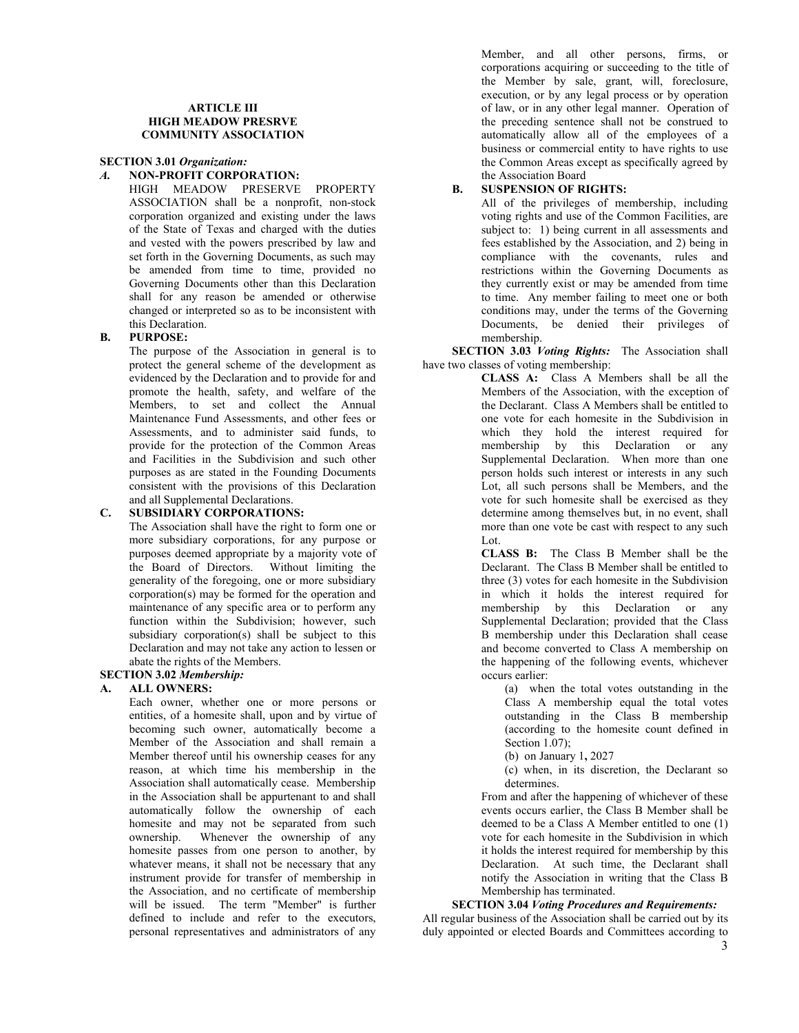## ARTICLE III
## HIGH MEADOW PRESRVE COMMUNITY ASSOCIATION

**SECTION 3.01** ***Organization:***

***A.*** **NON-PROFIT CORPORATION:**

HIGH MEADOW PRESERVE PROPERTY ASSOCIATION shall be a nonprofit, non-stock corporation organized and existing under the laws of the State of Texas and charged with the duties and vested with the powers prescribed by law and set forth in the Governing Documents, as such may be amended from time to time, provided no Governing Documents other than this Declaration shall for any reason be amended or otherwise changed or interpreted so as to be inconsistent with this Declaration.

**B. PURPOSE:**

The purpose of the Association in general is to protect the general scheme of the development as evidenced by the Declaration and to provide for and promote the health, safety, and welfare of the Members, to set and collect the Annual Maintenance Fund Assessments, and other fees or Assessments, and to administer said funds, to provide for the protection of the Common Areas and Facilities in the Subdivision and such other purposes as are stated in the Founding Documents consistent with the provisions of this Declaration and all Supplemental Declarations.

**C. SUBSIDIARY CORPORATIONS:**

The Association shall have the right to form one or more subsidiary corporations, for any purpose or purposes deemed appropriate by a majority vote of the Board of Directors. Without limiting the generality of the foregoing, one or more subsidiary corporation(s) may be formed for the operation and maintenance of any specific area or to perform any function within the Subdivision; however, such subsidiary corporation(s) shall be subject to this Declaration and may not take any action to lessen or abate the rights of the Members.

**SECTION 3.02** ***Membership:***

**A. ALL OWNERS:**

Each owner, whether one or more persons or entities, of a homesite shall, upon and by virtue of becoming such owner, automatically become a Member of the Association and shall remain a Member thereof until his ownership ceases for any reason, at which time his membership in the Association shall automatically cease. Membership in the Association shall be appurtenant to and shall automatically follow the ownership of each homesite and may not be separated from such ownership. Whenever the ownership of any homesite passes from one person to another, by whatever means, it shall not be necessary that any instrument provide for transfer of membership in the Association, and no certificate of membership will be issued. The term "Member" is further defined to include and refer to the executors, personal representatives and administrators of any Member, and all other persons, firms, or corporations acquiring or succeeding to the title of the Member by sale, grant, will, foreclosure, execution, or by any legal process or by operation of law, or in any other legal manner. Operation of the preceding sentence shall not be construed to automatically allow all of the employees of a business or commercial entity to have rights to use the Common Areas except as specifically agreed by the Association Board

**B. SUSPENSION OF RIGHTS:**

All of the privileges of membership, including voting rights and use of the Common Facilities, are subject to: 1) being current in all assessments and fees established by the Association, and 2) being in compliance with the covenants, rules and restrictions within the Governing Documents as they currently exist or may be amended from time to time. Any member failing to meet one or both conditions may, under the terms of the Governing Documents, be denied their privileges of membership.

**SECTION 3.03** ***Voting Rights:*** The Association shall have two classes of voting membership:

**CLASS A:** Class A Members shall be all the Members of the Association, with the exception of the Declarant. Class A Members shall be entitled to one vote for each homesite in the Subdivision in which they hold the interest required for membership by this Declaration or any Supplemental Declaration. When more than one person holds such interest or interests in any such Lot, all such persons shall be Members, and the vote for such homesite shall be exercised as they determine among themselves but, in no event, shall more than one vote be cast with respect to any such Lot.

**CLASS B:** The Class B Member shall be the Declarant. The Class B Member shall be entitled to three (3) votes for each homesite in the Subdivision in which it holds the interest required for membership by this Declaration or any Supplemental Declaration; provided that the Class B membership under this Declaration shall cease and become converted to Class A membership on the happening of the following events, whichever occurs earlier:

(a) when the total votes outstanding in the Class A membership equal the total votes outstanding in the Class B membership (according to the homesite count defined in Section 1.07);

(b) on January 1**,** 2027

(c) when, in its discretion, the Declarant so determines.

From and after the happening of whichever of these events occurs earlier, the Class B Member shall be deemed to be a Class A Member entitled to one (1) vote for each homesite in the Subdivision in which it holds the interest required for membership by this Declaration. At such time, the Declarant shall notify the Association in writing that the Class B Membership has terminated.

**SECTION 3.04** ***Voting Procedures and Requirements:*** All regular business of the Association shall be carried out by its duly appointed or elected Boards and Committees according to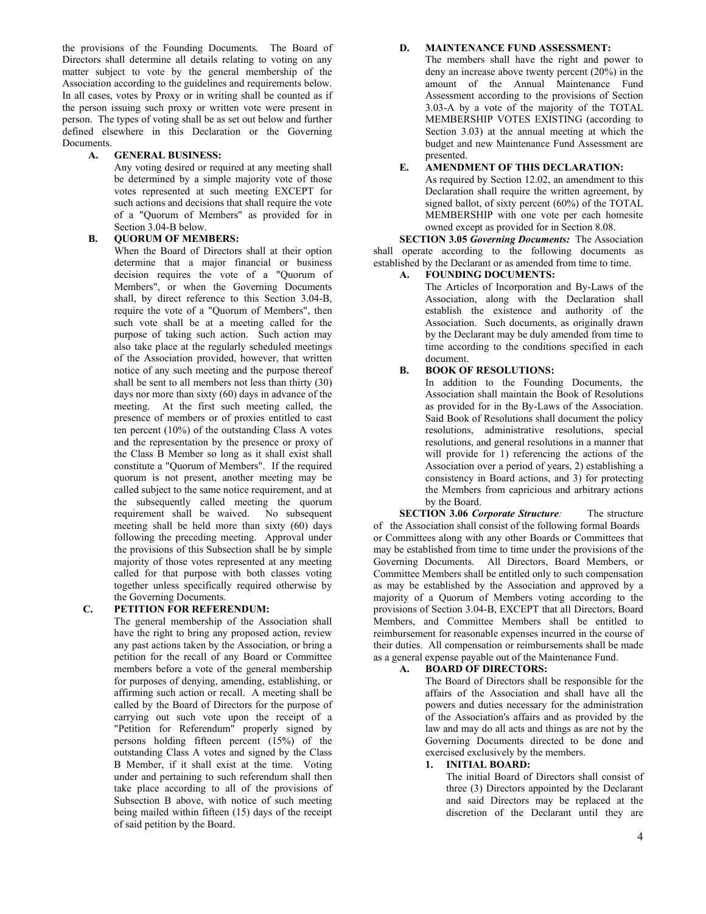the provisions of the Founding Documents. The Board of Directors shall determine all details relating to voting on any matter subject to vote by the general membership of the Association according to the guidelines and requirements below. In all cases, votes by Proxy or in writing shall be counted as if the person issuing such proxy or written vote were present in person. The types of voting shall be as set out below and further defined elsewhere in this Declaration or the Governing Documents.

**A. GENERAL BUSINESS:**

Any voting desired or required at any meeting shall be determined by a simple majority vote of those votes represented at such meeting EXCEPT for such actions and decisions that shall require the vote of a "Quorum of Members" as provided for in Section 3.04-B below.

**B. QUORUM OF MEMBERS:**

When the Board of Directors shall at their option determine that a major financial or business decision requires the vote of a "Quorum of Members", or when the Governing Documents shall, by direct reference to this Section 3.04-B, require the vote of a "Quorum of Members", then such vote shall be at a meeting called for the purpose of taking such action. Such action may also take place at the regularly scheduled meetings of the Association provided, however, that written notice of any such meeting and the purpose thereof shall be sent to all members not less than thirty (30) days nor more than sixty (60) days in advance of the meeting. At the first such meeting called, the presence of members or of proxies entitled to cast ten percent (10%) of the outstanding Class A votes and the representation by the presence or proxy of the Class B Member so long as it shall exist shall constitute a "Quorum of Members". If the required quorum is not present, another meeting may be called subject to the same notice requirement, and at the subsequently called meeting the quorum requirement shall be waived. No subsequent meeting shall be held more than sixty (60) days following the preceding meeting. Approval under the provisions of this Subsection shall be by simple majority of those votes represented at any meeting called for that purpose with both classes voting together unless specifically required otherwise by the Governing Documents.

**C. PETITION FOR REFERENDUM:**

The general membership of the Association shall have the right to bring any proposed action, review any past actions taken by the Association, or bring a petition for the recall of any Board or Committee members before a vote of the general membership for purposes of denying, amending, establishing, or affirming such action or recall. A meeting shall be called by the Board of Directors for the purpose of carrying out such vote upon the receipt of a "Petition for Referendum" properly signed by persons holding fifteen percent (15%) of the outstanding Class A votes and signed by the Class B Member, if it shall exist at the time. Voting under and pertaining to such referendum shall then take place according to all of the provisions of Subsection B above, with notice of such meeting being mailed within fifteen (15) days of the receipt of said petition by the Board.

**D. MAINTENANCE FUND ASSESSMENT:**

The members shall have the right and power to deny an increase above twenty percent (20%) in the amount of the Annual Maintenance Fund Assessment according to the provisions of Section 3.03-A by a vote of the majority of the TOTAL MEMBERSHIP VOTES EXISTING (according to Section 3.03) at the annual meeting at which the budget and new Maintenance Fund Assessment are presented.

**E. AMENDMENT OF THIS DECLARATION:**

As required by Section 12.02, an amendment to this Declaration shall require the written agreement, by signed ballot, of sixty percent (60%) of the TOTAL MEMBERSHIP with one vote per each homesite owned except as provided for in Section 8.08.

**SECTION 3.05** ***Governing Documents:*** The Association shall operate according to the following documents as established by the Declarant or as amended from time to time.

**A. FOUNDING DOCUMENTS:**

The Articles of Incorporation and By-Laws of the Association, along with the Declaration shall establish the existence and authority of the Association. Such documents, as originally drawn by the Declarant may be duly amended from time to time according to the conditions specified in each document.

**B. BOOK OF RESOLUTIONS:**

In addition to the Founding Documents, the Association shall maintain the Book of Resolutions as provided for in the By-Laws of the Association. Said Book of Resolutions shall document the policy resolutions, administrative resolutions, special resolutions, and general resolutions in a manner that will provide for 1) referencing the actions of the Association over a period of years, 2) establishing a consistency in Board actions, and 3) for protecting the Members from capricious and arbitrary actions by the Board.

**SECTION 3.06** ***Corporate Structure:*** The structure of the Association shall consist of the following formal Boards or Committees along with any other Boards or Committees that may be established from time to time under the provisions of the Governing Documents. All Directors, Board Members, or Committee Members shall be entitled only to such compensation as may be established by the Association and approved by a majority of a Quorum of Members voting according to the provisions of Section 3.04-B, EXCEPT that all Directors, Board Members, and Committee Members shall be entitled to reimbursement for reasonable expenses incurred in the course of their duties. All compensation or reimbursements shall be made as a general expense payable out of the Maintenance Fund.

**A. BOARD OF DIRECTORS:**

The Board of Directors shall be responsible for the affairs of the Association and shall have all the powers and duties necessary for the administration of the Association's affairs and as provided by the law and may do all acts and things as are not by the Governing Documents directed to be done and exercised exclusively by the members.

**1. INITIAL BOARD:**

The initial Board of Directors shall consist of three (3) Directors appointed by the Declarant and said Directors may be replaced at the discretion of the Declarant until they are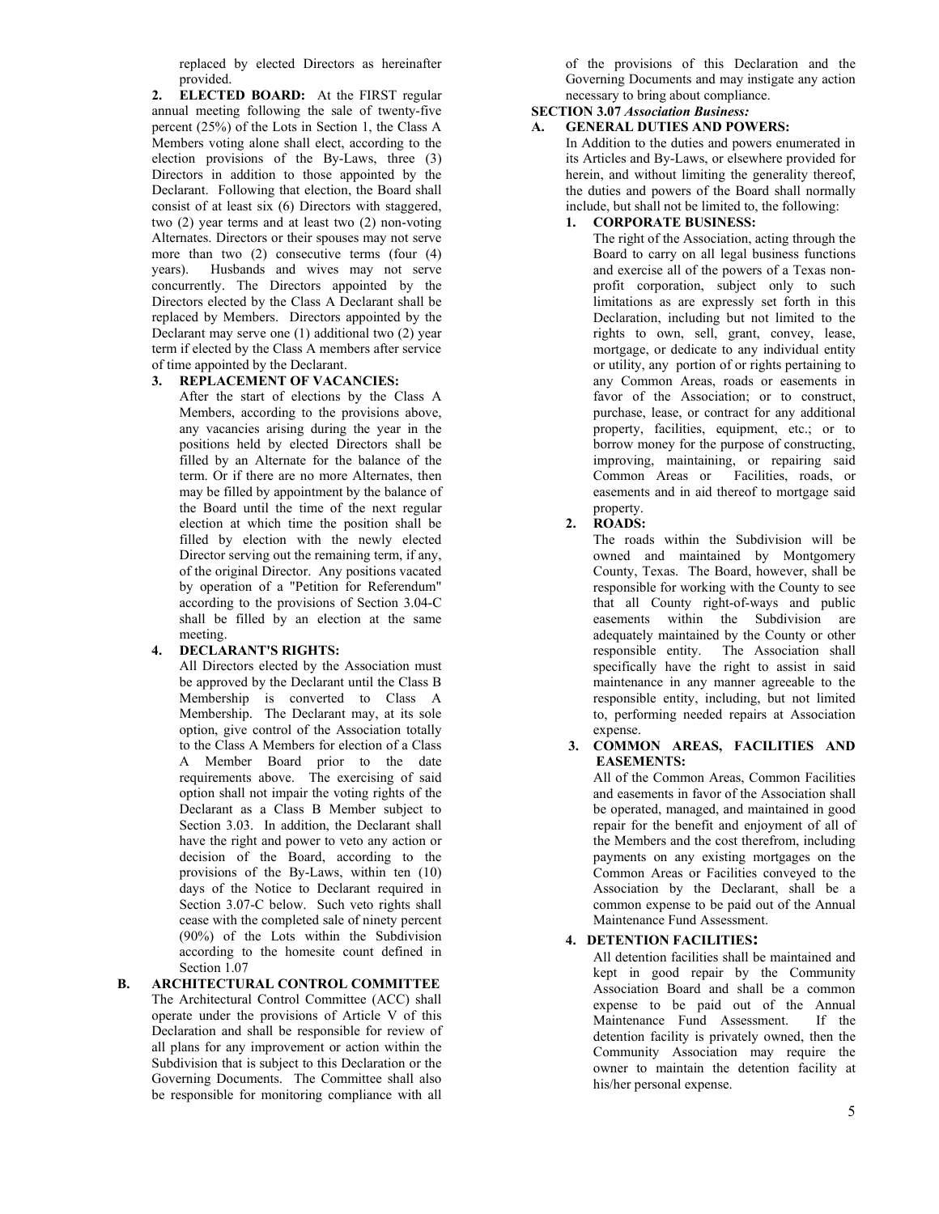replaced by elected Directors as hereinafter provided.

**2. ELECTED BOARD:** At the FIRST regular annual meeting following the sale of twenty-five percent (25%) of the Lots in Section 1, the Class A Members voting alone shall elect, according to the election provisions of the By-Laws, three (3) Directors in addition to those appointed by the Declarant. Following that election, the Board shall consist of at least six (6) Directors with staggered, two (2) year terms and at least two (2) non-voting Alternates. Directors or their spouses may not serve more than two (2) consecutive terms (four (4) years). Husbands and wives may not serve concurrently. The Directors appointed by the Directors elected by the Class A Declarant shall be replaced by Members. Directors appointed by the Declarant may serve one (1) additional two (2) year term if elected by the Class A members after service of time appointed by the Declarant.

**3. REPLACEMENT OF VACANCIES:**

After the start of elections by the Class A Members, according to the provisions above, any vacancies arising during the year in the positions held by elected Directors shall be filled by an Alternate for the balance of the term. Or if there are no more Alternates, then may be filled by appointment by the balance of the Board until the time of the next regular election at which time the position shall be filled by election with the newly elected Director serving out the remaining term, if any, of the original Director. Any positions vacated by operation of a "Petition for Referendum" according to the provisions of Section 3.04-C shall be filled by an election at the same meeting.

**4. DECLARANT'S RIGHTS:**

All Directors elected by the Association must be approved by the Declarant until the Class B Membership is converted to Class A Membership. The Declarant may, at its sole option, give control of the Association totally to the Class A Members for election of a Class A Member Board prior to the date requirements above. The exercising of said option shall not impair the voting rights of the Declarant as a Class B Member subject to Section 3.03. In addition, the Declarant shall have the right and power to veto any action or decision of the Board, according to the provisions of the By-Laws, within ten (10) days of the Notice to Declarant required in Section 3.07-C below. Such veto rights shall cease with the completed sale of ninety percent (90%) of the Lots within the Subdivision according to the homesite count defined in Section 1.07

**B. ARCHITECTURAL CONTROL COMMITTEE**

The Architectural Control Committee (ACC) shall operate under the provisions of Article V of this Declaration and shall be responsible for review of all plans for any improvement or action within the Subdivision that is subject to this Declaration or the Governing Documents. The Committee shall also be responsible for monitoring compliance with all of the provisions of this Declaration and the Governing Documents and may instigate any action necessary to bring about compliance.

**SECTION 3.07** ***Association Business:***

**A. GENERAL DUTIES AND POWERS:**

In Addition to the duties and powers enumerated in its Articles and By-Laws, or elsewhere provided for herein, and without limiting the generality thereof, the duties and powers of the Board shall normally include, but shall not be limited to, the following:

**1. CORPORATE BUSINESS:**

The right of the Association, acting through the Board to carry on all legal business functions and exercise all of the powers of a Texas non-profit corporation, subject only to such limitations as are expressly set forth in this Declaration, including but not limited to the rights to own, sell, grant, convey, lease, mortgage, or dedicate to any individual entity or utility, any portion of or rights pertaining to any Common Areas, roads or easements in favor of the Association; or to construct, purchase, lease, or contract for any additional property, facilities, equipment, etc.; or to borrow money for the purpose of constructing, improving, maintaining, or repairing said Common Areas or Facilities, roads, or easements and in aid thereof to mortgage said property.

**2. ROADS:**

The roads within the Subdivision will be owned and maintained by Montgomery County, Texas. The Board, however, shall be responsible for working with the County to see that all County right-of-ways and public easements within the Subdivision are adequately maintained by the County or other responsible entity. The Association shall specifically have the right to assist in said maintenance in any manner agreeable to the responsible entity, including, but not limited to, performing needed repairs at Association expense.

**3. COMMON AREAS, FACILITIES AND EASEMENTS:**

All of the Common Areas, Common Facilities and easements in favor of the Association shall be operated, managed, and maintained in good repair for the benefit and enjoyment of all of the Members and the cost therefrom, including payments on any existing mortgages on the Common Areas or Facilities conveyed to the Association by the Declarant, shall be a common expense to be paid out of the Annual Maintenance Fund Assessment.

**4. DETENTION FACILITIES:**

All detention facilities shall be maintained and kept in good repair by the Community Association Board and shall be a common expense to be paid out of the Annual Maintenance Fund Assessment. If the detention facility is privately owned, then the Community Association may require the owner to maintain the detention facility at his/her personal expense.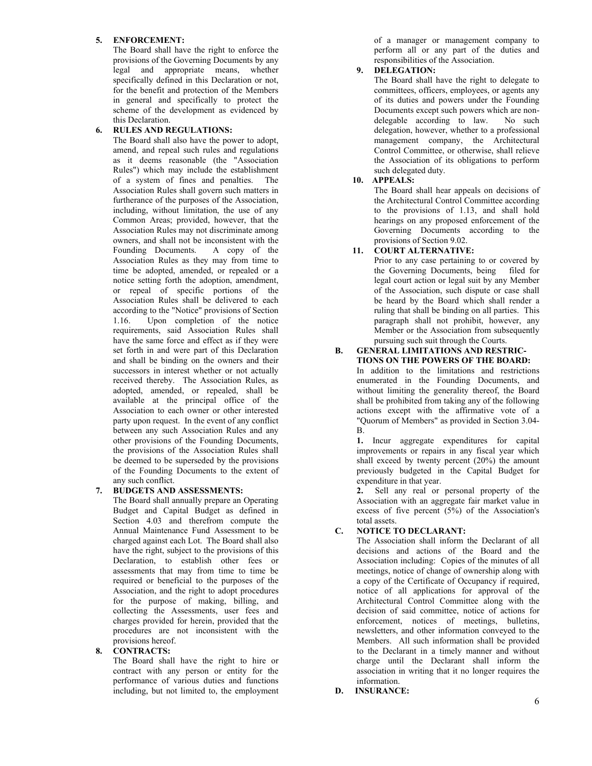**5. ENFORCEMENT:**

The Board shall have the right to enforce the provisions of the Governing Documents by any legal and appropriate means, whether specifically defined in this Declaration or not, for the benefit and protection of the Members in general and specifically to protect the scheme of the development as evidenced by this Declaration.

**6. RULES AND REGULATIONS:**

The Board shall also have the power to adopt, amend, and repeal such rules and regulations as it deems reasonable (the "Association Rules") which may include the establishment of a system of fines and penalties. The Association Rules shall govern such matters in furtherance of the purposes of the Association, including, without limitation, the use of any Common Areas; provided, however, that the Association Rules may not discriminate among owners, and shall not be inconsistent with the Founding Documents. A copy of the Association Rules as they may from time to time be adopted, amended, or repealed or a notice setting forth the adoption, amendment, or repeal of specific portions of the Association Rules shall be delivered to each according to the "Notice" provisions of Section 1.16. Upon completion of the notice requirements, said Association Rules shall have the same force and effect as if they were set forth in and were part of this Declaration and shall be binding on the owners and their successors in interest whether or not actually received thereby. The Association Rules, as adopted, amended, or repealed, shall be available at the principal office of the Association to each owner or other interested party upon request. In the event of any conflict between any such Association Rules and any other provisions of the Founding Documents, the provisions of the Association Rules shall be deemed to be superseded by the provisions of the Founding Documents to the extent of any such conflict.

**7. BUDGETS AND ASSESSMENTS:**

The Board shall annually prepare an Operating Budget and Capital Budget as defined in Section 4.03 and therefrom compute the Annual Maintenance Fund Assessment to be charged against each Lot. The Board shall also have the right, subject to the provisions of this Declaration, to establish other fees or assessments that may from time to time be required or beneficial to the purposes of the Association, and the right to adopt procedures for the purpose of making, billing, and collecting the Assessments, user fees and charges provided for herein, provided that the procedures are not inconsistent with the provisions hereof.

**8. CONTRACTS:**

The Board shall have the right to hire or contract with any person or entity for the performance of various duties and functions including, but not limited to, the employment of a manager or management company to perform all or any part of the duties and responsibilities of the Association.

**9. DELEGATION:**

The Board shall have the right to delegate to committees, officers, employees, or agents any of its duties and powers under the Founding Documents except such powers which are non-delegable according to law. No such delegation, however, whether to a professional management company, the Architectural Control Committee, or otherwise, shall relieve the Association of its obligations to perform such delegated duty.

**10. APPEALS:**

The Board shall hear appeals on decisions of the Architectural Control Committee according to the provisions of 1.13, and shall hold hearings on any proposed enforcement of the Governing Documents according to the provisions of Section 9.02.

**11. COURT ALTERNATIVE:**

Prior to any case pertaining to or covered by the Governing Documents, being filed for legal court action or legal suit by any Member of the Association, such dispute or case shall be heard by the Board which shall render a ruling that shall be binding on all parties. This paragraph shall not prohibit, however, any Member or the Association from subsequently pursuing such suit through the Courts.

**B. GENERAL LIMITATIONS AND RESTRICTIONS ON THE POWERS OF THE BOARD:**

In addition to the limitations and restrictions enumerated in the Founding Documents, and without limiting the generality thereof, the Board shall be prohibited from taking any of the following actions except with the affirmative vote of a "Quorum of Members" as provided in Section 3.04-B.

**1.** Incur aggregate expenditures for capital improvements or repairs in any fiscal year which shall exceed by twenty percent (20%) the amount previously budgeted in the Capital Budget for expenditure in that year.

**2.** Sell any real or personal property of the Association with an aggregate fair market value in excess of five percent (5%) of the Association's total assets.

**C. NOTICE TO DECLARANT:**

The Association shall inform the Declarant of all decisions and actions of the Board and the Association including: Copies of the minutes of all meetings, notice of change of ownership along with a copy of the Certificate of Occupancy if required, notice of all applications for approval of the Architectural Control Committee along with the decision of said committee, notice of actions for enforcement, notices of meetings, bulletins, newsletters, and other information conveyed to the Members. All such information shall be provided to the Declarant in a timely manner and without charge until the Declarant shall inform the association in writing that it no longer requires the information.

**D. INSURANCE:**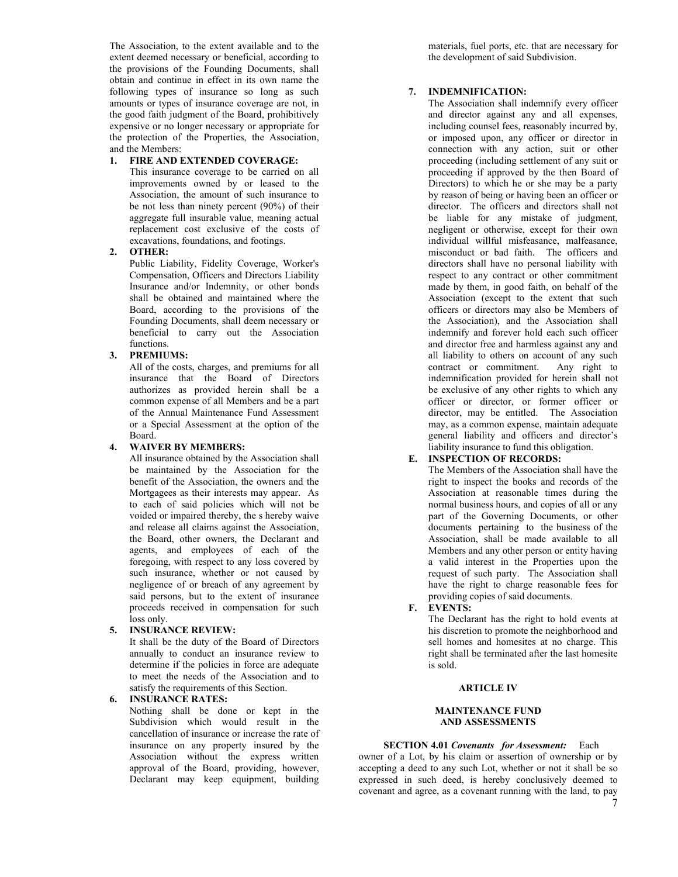The Association, to the extent available and to the extent deemed necessary or beneficial, according to the provisions of the Founding Documents, shall obtain and continue in effect in its own name the following types of insurance so long as such amounts or types of insurance coverage are not, in the good faith judgment of the Board, prohibitively expensive or no longer necessary or appropriate for the protection of the Properties, the Association, and the Members:

1. **FIRE AND EXTENDED COVERAGE:**
   This insurance coverage to be carried on all improvements owned by or leased to the Association, the amount of such insurance to be not less than ninety percent (90%) of their aggregate full insurable value, meaning actual replacement cost exclusive of the costs of excavations, foundations, and footings.
2. **OTHER:**
   Public Liability, Fidelity Coverage, Worker's Compensation, Officers and Directors Liability Insurance and/or Indemnity, or other bonds shall be obtained and maintained where the Board, according to the provisions of the Founding Documents, shall deem necessary or beneficial to carry out the Association functions.
3. **PREMIUMS:**
   All of the costs, charges, and premiums for all insurance that the Board of Directors authorizes as provided herein shall be a common expense of all Members and be a part of the Annual Maintenance Fund Assessment or a Special Assessment at the option of the Board.
4. **WAIVER BY MEMBERS:**
   All insurance obtained by the Association shall be maintained by the Association for the benefit of the Association, the owners and the Mortgagees as their interests may appear. As to each of said policies which will not be voided or impaired thereby, the s hereby waive and release all claims against the Association, the Board, other owners, the Declarant and agents, and employees of each of the foregoing, with respect to any loss covered by such insurance, whether or not caused by negligence of or breach of any agreement by said persons, but to the extent of insurance proceeds received in compensation for such loss only.
5. **INSURANCE REVIEW:**
   It shall be the duty of the Board of Directors annually to conduct an insurance review to determine if the policies in force are adequate to meet the needs of the Association and to satisfy the requirements of this Section.
6. **INSURANCE RATES:**
   Nothing shall be done or kept in the Subdivision which would result in the cancellation of insurance or increase the rate of insurance on any property insured by the Association without the express written approval of the Board, providing, however, Declarant may keep equipment, building materials, fuel ports, etc. that are necessary for the development of said Subdivision.
7. **INDEMNIFICATION:**
   The Association shall indemnify every officer and director against any and all expenses, including counsel fees, reasonably incurred by, or imposed upon, any officer or director in connection with any action, suit or other proceeding (including settlement of any suit or proceeding if approved by the then Board of Directors) to which he or she may be a party by reason of being or having been an officer or director. The officers and directors shall not be liable for any mistake of judgment, negligent or otherwise, except for their own individual willful misfeasance, malfeasance, misconduct or bad faith. The officers and directors shall have no personal liability with respect to any contract or other commitment made by them, in good faith, on behalf of the Association (except to the extent that such officers or directors may also be Members of the Association), and the Association shall indemnify and forever hold each such officer and director free and harmless against any and all liability to others on account of any such contract or commitment. Any right to indemnification provided for herein shall not be exclusive of any other rights to which any officer or director, or former officer or director, may be entitled. The Association may, as a common expense, maintain adequate general liability and officers and director's liability insurance to fund this obligation.

**E. INSPECTION OF RECORDS:**
The Members of the Association shall have the right to inspect the books and records of the Association at reasonable times during the normal business hours, and copies of all or any part of the Governing Documents, or other documents pertaining to the business of the Association, shall be made available to all Members and any other person or entity having a valid interest in the Properties upon the request of such party. The Association shall have the right to charge reasonable fees for providing copies of said documents.

**F. EVENTS:**
The Declarant has the right to hold events at his discretion to promote the neighborhood and sell homes and homesites at no charge. This right shall be terminated after the last homesite is sold.

## ARTICLE IV

## MAINTENANCE FUND AND ASSESSMENTS

**SECTION 4.01** ***Covenants for Assessment:*** Each owner of a Lot, by his claim or assertion of ownership or by accepting a deed to any such Lot, whether or not it shall be so expressed in such deed, is hereby conclusively deemed to covenant and agree, as a covenant running with the land, to pay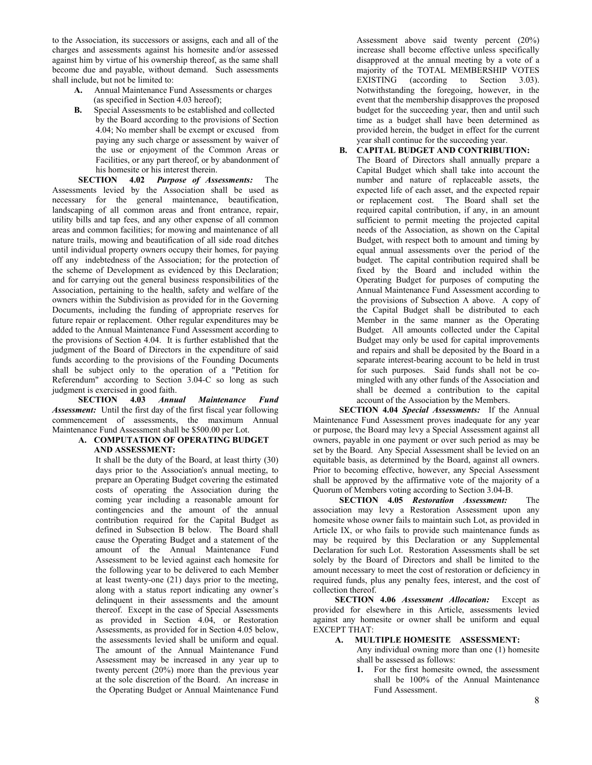to the Association, its successors or assigns, each and all of the charges and assessments against his homesite and/or assessed against him by virtue of his ownership thereof, as the same shall become due and payable, without demand. Such assessments shall include, but not be limited to:

- **A.** Annual Maintenance Fund Assessments or charges (as specified in Section 4.03 hereof);
- **B.** Special Assessments to be established and collected by the Board according to the provisions of Section 4.04; No member shall be exempt or excused from paying any such charge or assessment by waiver of the use or enjoyment of the Common Areas or Facilities, or any part thereof, or by abandonment of his homesite or his interest therein.

**SECTION 4.02** ***Purpose of Assessments:*** The Assessments levied by the Association shall be used as necessary for the general maintenance, beautification, landscaping of all common areas and front entrance, repair, utility bills and tap fees, and any other expense of all common areas and common facilities; for mowing and maintenance of all nature trails, mowing and beautification of all side road ditches until individual property owners occupy their homes, for paying off any indebtedness of the Association; for the protection of the scheme of Development as evidenced by this Declaration; and for carrying out the general business responsibilities of the Association, pertaining to the health, safety and welfare of the owners within the Subdivision as provided for in the Governing Documents, including the funding of appropriate reserves for future repair or replacement. Other regular expenditures may be added to the Annual Maintenance Fund Assessment according to the provisions of Section 4.04. It is further established that the judgment of the Board of Directors in the expenditure of said funds according to the provisions of the Founding Documents shall be subject only to the operation of a "Petition for Referendum" according to Section 3.04-C so long as such judgment is exercised in good faith.

**SECTION 4.03** ***Annual Maintenance Fund Assessment:*** Until the first day of the first fiscal year following commencement of assessments, the maximum Annual Maintenance Fund Assessment shall be $500.00 per Lot.

**A. COMPUTATION OF OPERATING BUDGET AND ASSESSMENT:**

It shall be the duty of the Board, at least thirty (30) days prior to the Association's annual meeting, to prepare an Operating Budget covering the estimated costs of operating the Association during the coming year including a reasonable amount for contingencies and the amount of the annual contribution required for the Capital Budget as defined in Subsection B below. The Board shall cause the Operating Budget and a statement of the amount of the Annual Maintenance Fund Assessment to be levied against each homesite for the following year to be delivered to each Member at least twenty-one (21) days prior to the meeting, along with a status report indicating any owner's delinquent in their assessments and the amount thereof. Except in the case of Special Assessments as provided in Section 4.04, or Restoration Assessments, as provided for in Section 4.05 below, the assessments levied shall be uniform and equal. The amount of the Annual Maintenance Fund Assessment may be increased in any year up to twenty percent (20%) more than the previous year at the sole discretion of the Board. An increase in the Operating Budget or Annual Maintenance Fund Assessment above said twenty percent (20%) increase shall become effective unless specifically disapproved at the annual meeting by a vote of a majority of the TOTAL MEMBERSHIP VOTES EXISTING (according to Section 3.03). Notwithstanding the foregoing, however, in the event that the membership disapproves the proposed budget for the succeeding year, then and until such time as a budget shall have been determined as provided herein, the budget in effect for the current year shall continue for the succeeding year.

**B. CAPITAL BUDGET AND CONTRIBUTION:**

The Board of Directors shall annually prepare a Capital Budget which shall take into account the number and nature of replaceable assets, the expected life of each asset, and the expected repair or replacement cost. The Board shall set the required capital contribution, if any, in an amount sufficient to permit meeting the projected capital needs of the Association, as shown on the Capital Budget, with respect both to amount and timing by equal annual assessments over the period of the budget. The capital contribution required shall be fixed by the Board and included within the Operating Budget for purposes of computing the Annual Maintenance Fund Assessment according to the provisions of Subsection A above. A copy of the Capital Budget shall be distributed to each Member in the same manner as the Operating Budget. All amounts collected under the Capital Budget may only be used for capital improvements and repairs and shall be deposited by the Board in a separate interest-bearing account to be held in trust for such purposes. Said funds shall not be co-mingled with any other funds of the Association and shall be deemed a contribution to the capital account of the Association by the Members.

**SECTION 4.04** ***Special Assessments:*** If the Annual Maintenance Fund Assessment proves inadequate for any year or purpose, the Board may levy a Special Assessment against all owners, payable in one payment or over such period as may be set by the Board. Any Special Assessment shall be levied on an equitable basis, as determined by the Board, against all owners. Prior to becoming effective, however, any Special Assessment shall be approved by the affirmative vote of the majority of a Quorum of Members voting according to Section 3.04-B.

**SECTION 4.05** ***Restoration Assessment:*** The association may levy a Restoration Assessment upon any homesite whose owner fails to maintain such Lot, as provided in Article IX, or who fails to provide such maintenance funds as may be required by this Declaration or any Supplemental Declaration for such Lot. Restoration Assessments shall be set solely by the Board of Directors and shall be limited to the amount necessary to meet the cost of restoration or deficiency in required funds, plus any penalty fees, interest, and the cost of collection thereof.

**SECTION 4.06** ***Assessment Allocation:*** Except as provided for elsewhere in this Article, assessments levied against any homesite or owner shall be uniform and equal EXCEPT THAT:

**A. MULTIPLE HOMESITE ASSESSMENT:**

Any individual owning more than one (1) homesite shall be assessed as follows:

1. For the first homesite owned, the assessment shall be 100% of the Annual Maintenance Fund Assessment.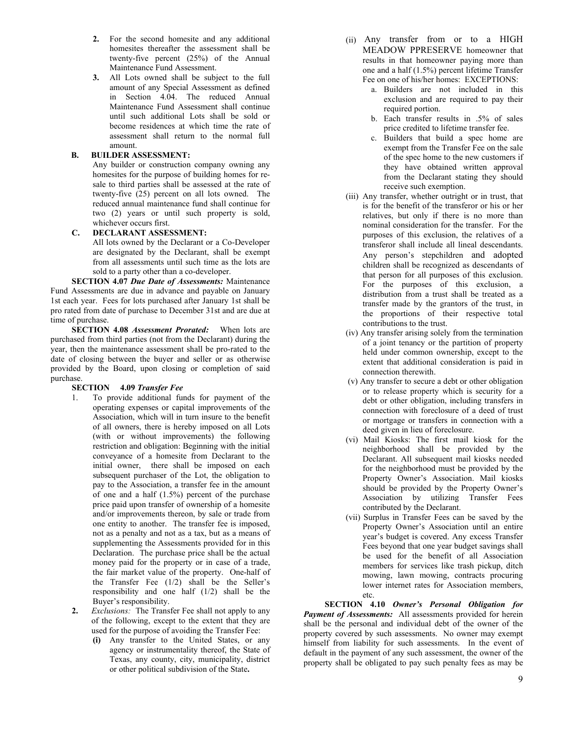2. For the second homesite and any additional homesites thereafter the assessment shall be twenty-five percent (25%) of the Annual Maintenance Fund Assessment.
3. All Lots owned shall be subject to the full amount of any Special Assessment as defined in Section 4.04. The reduced Annual Maintenance Fund Assessment shall continue until such additional Lots shall be sold or become residences at which time the rate of assessment shall return to the normal full amount.

**B. BUILDER ASSESSMENT:**

Any builder or construction company owning any homesites for the purpose of building homes for re-sale to third parties shall be assessed at the rate of twenty-five (25) percent on all lots owned. The reduced annual maintenance fund shall continue for two (2) years or until such property is sold, whichever occurs first.

**C. DECLARANT ASSESSMENT:**

All lots owned by the Declarant or a Co-Developer are designated by the Declarant, shall be exempt from all assessments until such time as the lots are sold to a party other than a co-developer.

**SECTION 4.07** ***Due Date of Assessments:*** Maintenance Fund Assessments are due in advance and payable on January 1st each year. Fees for lots purchased after January 1st shall be pro rated from date of purchase to December 31st and are due at time of purchase.

**SECTION 4.08** ***Assessment Prorated:*** When lots are purchased from third parties (not from the Declarant) during the year, then the maintenance assessment shall be pro-rated to the date of closing between the buyer and seller or as otherwise provided by the Board, upon closing or completion of said purchase.

**SECTION 4.09** ***Transfer Fee***

1. To provide additional funds for payment of the operating expenses or capital improvements of the Association, which will in turn insure to the benefit of all owners, there is hereby imposed on all Lots (with or without improvements) the following restriction and obligation: Beginning with the initial conveyance of a homesite from Declarant to the initial owner, there shall be imposed on each subsequent purchaser of the Lot, the obligation to pay to the Association, a transfer fee in the amount of one and a half (1.5%) percent of the purchase price paid upon transfer of ownership of a homesite and/or improvements thereon, by sale or trade from one entity to another. The transfer fee is imposed, not as a penalty and not as a tax, but as a means of supplementing the Assessments provided for in this Declaration. The purchase price shall be the actual money paid for the property or in case of a trade, the fair market value of the property. One-half of the Transfer Fee (1/2) shall be the Seller's responsibility and one half (1/2) shall be the Buyer's responsibility.
2. *Exclusions:* The Transfer Fee shall not apply to any of the following, except to the extent that they are used for the purpose of avoiding the Transfer Fee:
   **(i)** Any transfer to the United States, or any agency or instrumentality thereof, the State of Texas, any county, city, municipality, district or other political subdivision of the State**.**

   (ii) Any transfer from or to a HIGH MEADOW PPRESERVE homeowner that results in that homeowner paying more than one and a half (1.5%) percent lifetime Transfer Fee on one of his/her homes: EXCEPTIONS:
   a. Builders are not included in this exclusion and are required to pay their required portion.
   b. Each transfer results in .5% of sales price credited to lifetime transfer fee.
   c. Builders that build a spec home are exempt from the Transfer Fee on the sale of the spec home to the new customers if they have obtained written approval from the Declarant stating they should receive such exemption.

   (iii) Any transfer, whether outright or in trust, that is for the benefit of the transferor or his or her relatives, but only if there is no more than nominal consideration for the transfer. For the purposes of this exclusion, the relatives of a transferor shall include all lineal descendants. Any person's stepchildren and adopted children shall be recognized as descendants of that person for all purposes of this exclusion. For the purposes of this exclusion, a distribution from a trust shall be treated as a transfer made by the grantors of the trust, in the proportions of their respective total contributions to the trust.

   (iv) Any transfer arising solely from the termination of a joint tenancy or the partition of property held under common ownership, except to the extent that additional consideration is paid in connection therewith.

   (v) Any transfer to secure a debt or other obligation or to release property which is security for a debt or other obligation, including transfers in connection with foreclosure of a deed of trust or mortgage or transfers in connection with a deed given in lieu of foreclosure.

   (vi) Mail Kiosks: The first mail kiosk for the neighborhood shall be provided by the Declarant. All subsequent mail kiosks needed for the neighborhood must be provided by the Property Owner's Association. Mail kiosks should be provided by the Property Owner's Association by utilizing Transfer Fees contributed by the Declarant.

   (vii) Surplus in Transfer Fees can be saved by the Property Owner's Association until an entire year's budget is covered. Any excess Transfer Fees beyond that one year budget savings shall be used for the benefit of all Association members for services like trash pickup, ditch mowing, lawn mowing, contracts procuring lower internet rates for Association members, etc.

**SECTION 4.10** ***Owner's Personal Obligation for Payment of Assessments:*** All assessments provided for herein shall be the personal and individual debt of the owner of the property covered by such assessments. No owner may exempt himself from liability for such assessments. In the event of default in the payment of any such assessment, the owner of the property shall be obligated to pay such penalty fees as may be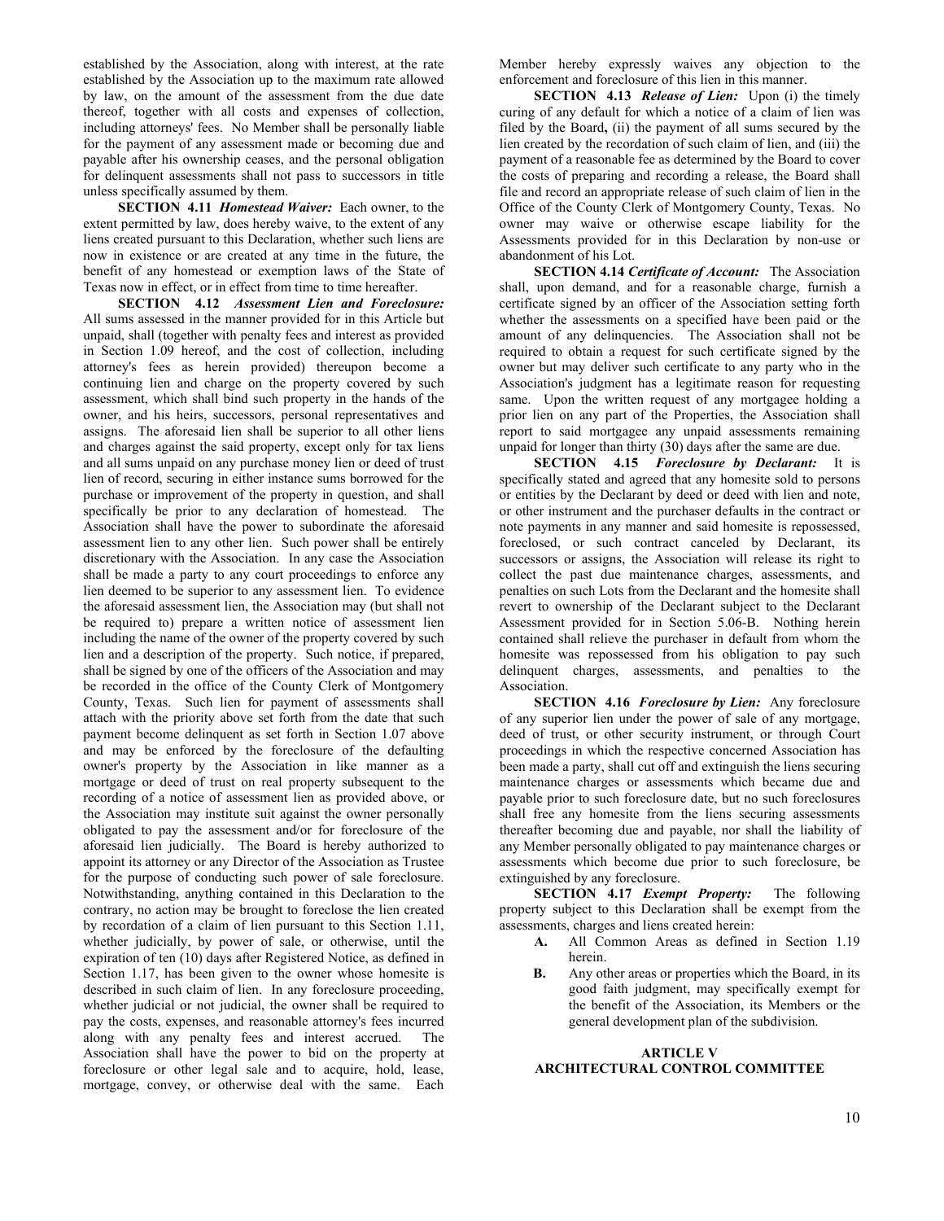established by the Association, along with interest, at the rate established by the Association up to the maximum rate allowed by law, on the amount of the assessment from the due date thereof, together with all costs and expenses of collection, including attorneys' fees. No Member shall be personally liable for the payment of any assessment made or becoming due and payable after his ownership ceases, and the personal obligation for delinquent assessments shall not pass to successors in title unless specifically assumed by them.

**SECTION 4.11** ***Homestead Waiver:*** Each owner, to the extent permitted by law, does hereby waive, to the extent of any liens created pursuant to this Declaration, whether such liens are now in existence or are created at any time in the future, the benefit of any homestead or exemption laws of the State of Texas now in effect, or in effect from time to time hereafter.

**SECTION 4.12** ***Assessment Lien and Foreclosure:*** All sums assessed in the manner provided for in this Article but unpaid, shall (together with penalty fees and interest as provided in Section 1.09 hereof, and the cost of collection, including attorney's fees as herein provided) thereupon become a continuing lien and charge on the property covered by such assessment, which shall bind such property in the hands of the owner, and his heirs, successors, personal representatives and assigns. The aforesaid lien shall be superior to all other liens and charges against the said property, except only for tax liens and all sums unpaid on any purchase money lien or deed of trust lien of record, securing in either instance sums borrowed for the purchase or improvement of the property in question, and shall specifically be prior to any declaration of homestead. The Association shall have the power to subordinate the aforesaid assessment lien to any other lien. Such power shall be entirely discretionary with the Association. In any case the Association shall be made a party to any court proceedings to enforce any lien deemed to be superior to any assessment lien. To evidence the aforesaid assessment lien, the Association may (but shall not be required to) prepare a written notice of assessment lien including the name of the owner of the property covered by such lien and a description of the property. Such notice, if prepared, shall be signed by one of the officers of the Association and may be recorded in the office of the County Clerk of Montgomery County, Texas. Such lien for payment of assessments shall attach with the priority above set forth from the date that such payment become delinquent as set forth in Section 1.07 above and may be enforced by the foreclosure of the defaulting owner's property by the Association in like manner as a mortgage or deed of trust on real property subsequent to the recording of a notice of assessment lien as provided above, or the Association may institute suit against the owner personally obligated to pay the assessment and/or for foreclosure of the aforesaid lien judicially. The Board is hereby authorized to appoint its attorney or any Director of the Association as Trustee for the purpose of conducting such power of sale foreclosure. Notwithstanding, anything contained in this Declaration to the contrary, no action may be brought to foreclose the lien created by recordation of a claim of lien pursuant to this Section 1.11, whether judicially, by power of sale, or otherwise, until the expiration of ten (10) days after Registered Notice, as defined in Section 1.17, has been given to the owner whose homesite is described in such claim of lien. In any foreclosure proceeding, whether judicial or not judicial, the owner shall be required to pay the costs, expenses, and reasonable attorney's fees incurred along with any penalty fees and interest accrued. The Association shall have the power to bid on the property at foreclosure or other legal sale and to acquire, hold, lease, mortgage, convey, or otherwise deal with the same. Each Member hereby expressly waives any objection to the enforcement and foreclosure of this lien in this manner.

**SECTION 4.13** ***Release of Lien:*** Upon (i) the timely curing of any default for which a notice of a claim of lien was filed by the Board**,** (ii) the payment of all sums secured by the lien created by the recordation of such claim of lien, and (iii) the payment of a reasonable fee as determined by the Board to cover the costs of preparing and recording a release, the Board shall file and record an appropriate release of such claim of lien in the Office of the County Clerk of Montgomery County, Texas. No owner may waive or otherwise escape liability for the Assessments provided for in this Declaration by non-use or abandonment of his Lot.

**SECTION 4.14** ***Certificate of Account:*** The Association shall, upon demand, and for a reasonable charge, furnish a certificate signed by an officer of the Association setting forth whether the assessments on a specified have been paid or the amount of any delinquencies. The Association shall not be required to obtain a request for such certificate signed by the owner but may deliver such certificate to any party who in the Association's judgment has a legitimate reason for requesting same. Upon the written request of any mortgagee holding a prior lien on any part of the Properties, the Association shall report to said mortgagee any unpaid assessments remaining unpaid for longer than thirty (30) days after the same are due.

**SECTION 4.15** ***Foreclosure by Declarant:*** It is specifically stated and agreed that any homesite sold to persons or entities by the Declarant by deed or deed with lien and note, or other instrument and the purchaser defaults in the contract or note payments in any manner and said homesite is repossessed, foreclosed, or such contract canceled by Declarant, its successors or assigns, the Association will release its right to collect the past due maintenance charges, assessments, and penalties on such Lots from the Declarant and the homesite shall revert to ownership of the Declarant subject to the Declarant Assessment provided for in Section 5.06-B. Nothing herein contained shall relieve the purchaser in default from whom the homesite was repossessed from his obligation to pay such delinquent charges, assessments, and penalties to the Association.

**SECTION 4.16** ***Foreclosure by Lien:*** Any foreclosure of any superior lien under the power of sale of any mortgage, deed of trust, or other security instrument, or through Court proceedings in which the respective concerned Association has been made a party, shall cut off and extinguish the liens securing maintenance charges or assessments which became due and payable prior to such foreclosure date, but no such foreclosures shall free any homesite from the liens securing assessments thereafter becoming due and payable, nor shall the liability of any Member personally obligated to pay maintenance charges or assessments which become due prior to such foreclosure, be extinguished by any foreclosure.

**SECTION 4.17** ***Exempt Property:*** The following property subject to this Declaration shall be exempt from the assessments, charges and liens created herein:

- **A.** All Common Areas as defined in Section 1.19 herein.
- **B.** Any other areas or properties which the Board, in its good faith judgment, may specifically exempt for the benefit of the Association, its Members or the general development plan of the subdivision.

## ARTICLE V
## ARCHITECTURAL CONTROL COMMITTEE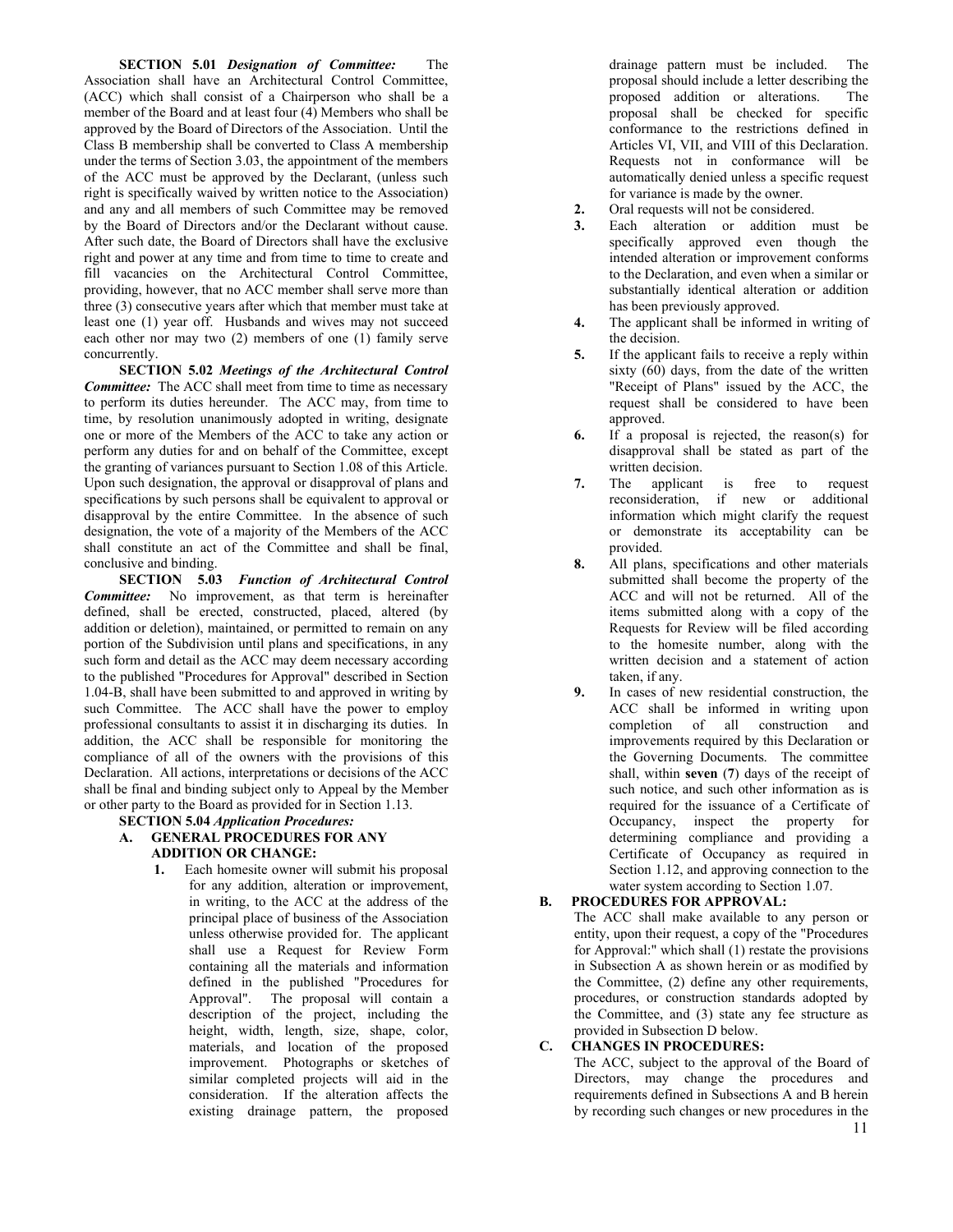**SECTION 5.01** ***Designation of Committee:*** The Association shall have an Architectural Control Committee, (ACC) which shall consist of a Chairperson who shall be a member of the Board and at least four (4) Members who shall be approved by the Board of Directors of the Association. Until the Class B membership shall be converted to Class A membership under the terms of Section 3.03, the appointment of the members of the ACC must be approved by the Declarant, (unless such right is specifically waived by written notice to the Association) and any and all members of such Committee may be removed by the Board of Directors and/or the Declarant without cause. After such date, the Board of Directors shall have the exclusive right and power at any time and from time to time to create and fill vacancies on the Architectural Control Committee, providing, however, that no ACC member shall serve more than three (3) consecutive years after which that member must take at least one (1) year off. Husbands and wives may not succeed each other nor may two (2) members of one (1) family serve concurrently.

**SECTION 5.02** ***Meetings of the Architectural Control Committee:*** The ACC shall meet from time to time as necessary to perform its duties hereunder. The ACC may, from time to time, by resolution unanimously adopted in writing, designate one or more of the Members of the ACC to take any action or perform any duties for and on behalf of the Committee, except the granting of variances pursuant to Section 1.08 of this Article. Upon such designation, the approval or disapproval of plans and specifications by such persons shall be equivalent to approval or disapproval by the entire Committee. In the absence of such designation, the vote of a majority of the Members of the ACC shall constitute an act of the Committee and shall be final, conclusive and binding.

**SECTION 5.03** ***Function of Architectural Control Committee:*** No improvement, as that term is hereinafter defined, shall be erected, constructed, placed, altered (by addition or deletion), maintained, or permitted to remain on any portion of the Subdivision until plans and specifications, in any such form and detail as the ACC may deem necessary according to the published "Procedures for Approval" described in Section 1.04-B, shall have been submitted to and approved in writing by such Committee. The ACC shall have the power to employ professional consultants to assist it in discharging its duties. In addition, the ACC shall be responsible for monitoring the compliance of all of the owners with the provisions of this Declaration. All actions, interpretations or decisions of the ACC shall be final and binding subject only to Appeal by the Member or other party to the Board as provided for in Section 1.13.

**SECTION 5.04** ***Application Procedures:***

**A. GENERAL PROCEDURES FOR ANY ADDITION OR CHANGE:**

1. Each homesite owner will submit his proposal for any addition, alteration or improvement, in writing, to the ACC at the address of the principal place of business of the Association unless otherwise provided for. The applicant shall use a Request for Review Form containing all the materials and information defined in the published "Procedures for Approval". The proposal will contain a description of the project, including the height, width, length, size, shape, color, materials, and location of the proposed improvement. Photographs or sketches of similar completed projects will aid in the consideration. If the alteration affects the existing drainage pattern, the proposed drainage pattern must be included. The proposal should include a letter describing the proposed addition or alterations. The proposal shall be checked for specific conformance to the restrictions defined in Articles VI, VII, and VIII of this Declaration. Requests not in conformance will be automatically denied unless a specific request for variance is made by the owner.
2. Oral requests will not be considered.
3. Each alteration or addition must be specifically approved even though the intended alteration or improvement conforms to the Declaration, and even when a similar or substantially identical alteration or addition has been previously approved.
4. The applicant shall be informed in writing of the decision.
5. If the applicant fails to receive a reply within sixty (60) days, from the date of the written "Receipt of Plans" issued by the ACC, the request shall be considered to have been approved.
6. If a proposal is rejected, the reason(s) for disapproval shall be stated as part of the written decision.
7. The applicant is free to request reconsideration, if new or additional information which might clarify the request or demonstrate its acceptability can be provided.
8. All plans, specifications and other materials submitted shall become the property of the ACC and will not be returned. All of the items submitted along with a copy of the Requests for Review will be filed according to the homesite number, along with the written decision and a statement of action taken, if any.
9. In cases of new residential construction, the ACC shall be informed in writing upon completion of all construction and improvements required by this Declaration or the Governing Documents. The committee shall, within **seven** (**7**) days of the receipt of such notice, and such other information as is required for the issuance of a Certificate of Occupancy, inspect the property for determining compliance and providing a Certificate of Occupancy as required in Section 1.12, and approving connection to the water system according to Section 1.07.

**B. PROCEDURES FOR APPROVAL:**

The ACC shall make available to any person or entity, upon their request, a copy of the "Procedures for Approval:" which shall (1) restate the provisions in Subsection A as shown herein or as modified by the Committee, (2) define any other requirements, procedures, or construction standards adopted by the Committee, and (3) state any fee structure as provided in Subsection D below.

**C. CHANGES IN PROCEDURES:**

The ACC, subject to the approval of the Board of Directors, may change the procedures and requirements defined in Subsections A and B herein by recording such changes or new procedures in the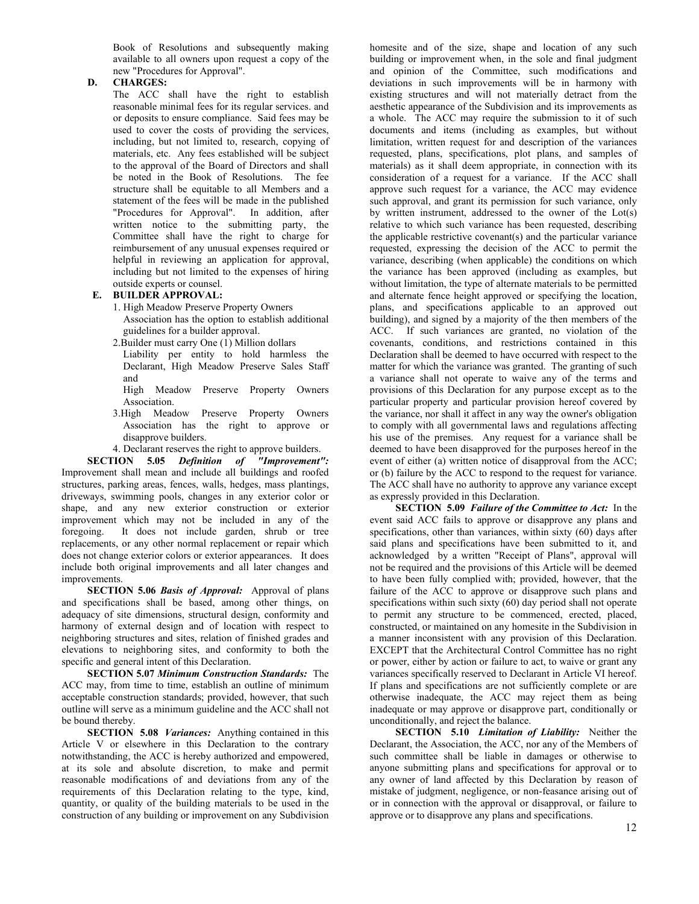Book of Resolutions and subsequently making available to all owners upon request a copy of the new "Procedures for Approval".

**D. CHARGES:**

The ACC shall have the right to establish reasonable minimal fees for its regular services. and or deposits to ensure compliance. Said fees may be used to cover the costs of providing the services, including, but not limited to, research, copying of materials, etc. Any fees established will be subject to the approval of the Board of Directors and shall be noted in the Book of Resolutions. The fee structure shall be equitable to all Members and a statement of the fees will be made in the published "Procedures for Approval". In addition, after written notice to the submitting party, the Committee shall have the right to charge for reimbursement of any unusual expenses required or helpful in reviewing an application for approval, including but not limited to the expenses of hiring outside experts or counsel.

**E. BUILDER APPROVAL:**

1. High Meadow Preserve Property Owners Association has the option to establish additional guidelines for a builder approval.
2. Builder must carry One (1) Million dollars Liability per entity to hold harmless the Declarant, High Meadow Preserve Sales Staff and High Meadow Preserve Property Owners Association.
3. High Meadow Preserve Property Owners Association has the right to approve or disapprove builders.
4. Declarant reserves the right to approve builders.

**SECTION 5.05** ***Definition of "Improvement":*** Improvement shall mean and include all buildings and roofed structures, parking areas, fences, walls, hedges, mass plantings, driveways, swimming pools, changes in any exterior color or shape, and any new exterior construction or exterior improvement which may not be included in any of the foregoing. It does not include garden, shrub or tree replacements, or any other normal replacement or repair which does not change exterior colors or exterior appearances. It does include both original improvements and all later changes and improvements.

**SECTION 5.06** ***Basis of Approval:*** Approval of plans and specifications shall be based, among other things, on adequacy of site dimensions, structural design, conformity and harmony of external design and of location with respect to neighboring structures and sites, relation of finished grades and elevations to neighboring sites, and conformity to both the specific and general intent of this Declaration.

**SECTION 5.07** ***Minimum Construction Standards:*** The ACC may, from time to time, establish an outline of minimum acceptable construction standards; provided, however, that such outline will serve as a minimum guideline and the ACC shall not be bound thereby.

**SECTION 5.08** ***Variances:*** Anything contained in this Article V or elsewhere in this Declaration to the contrary notwithstanding, the ACC is hereby authorized and empowered, at its sole and absolute discretion, to make and permit reasonable modifications of and deviations from any of the requirements of this Declaration relating to the type, kind, quantity, or quality of the building materials to be used in the construction of any building or improvement on any Subdivision homesite and of the size, shape and location of any such building or improvement when, in the sole and final judgment and opinion of the Committee, such modifications and deviations in such improvements will be in harmony with existing structures and will not materially detract from the aesthetic appearance of the Subdivision and its improvements as a whole. The ACC may require the submission to it of such documents and items (including as examples, but without limitation, written request for and description of the variances requested, plans, specifications, plot plans, and samples of materials) as it shall deem appropriate, in connection with its consideration of a request for a variance. If the ACC shall approve such request for a variance, the ACC may evidence such approval, and grant its permission for such variance, only by written instrument, addressed to the owner of the Lot(s) relative to which such variance has been requested, describing the applicable restrictive covenant(s) and the particular variance requested, expressing the decision of the ACC to permit the variance, describing (when applicable) the conditions on which the variance has been approved (including as examples, but without limitation, the type of alternate materials to be permitted and alternate fence height approved or specifying the location, plans, and specifications applicable to an approved out building), and signed by a majority of the then members of the ACC. If such variances are granted, no violation of the covenants, conditions, and restrictions contained in this Declaration shall be deemed to have occurred with respect to the matter for which the variance was granted. The granting of such a variance shall not operate to waive any of the terms and provisions of this Declaration for any purpose except as to the particular property and particular provision hereof covered by the variance, nor shall it affect in any way the owner's obligation to comply with all governmental laws and regulations affecting his use of the premises. Any request for a variance shall be deemed to have been disapproved for the purposes hereof in the event of either (a) written notice of disapproval from the ACC; or (b) failure by the ACC to respond to the request for variance. The ACC shall have no authority to approve any variance except as expressly provided in this Declaration.

**SECTION 5.09** ***Failure of the Committee to Act:*** In the event said ACC fails to approve or disapprove any plans and specifications, other than variances, within sixty (60) days after said plans and specifications have been submitted to it, and acknowledged by a written "Receipt of Plans", approval will not be required and the provisions of this Article will be deemed to have been fully complied with; provided, however, that the failure of the ACC to approve or disapprove such plans and specifications within such sixty (60) day period shall not operate to permit any structure to be commenced, erected, placed, constructed, or maintained on any homesite in the Subdivision in a manner inconsistent with any provision of this Declaration. EXCEPT that the Architectural Control Committee has no right or power, either by action or failure to act, to waive or grant any variances specifically reserved to Declarant in Article VI hereof. If plans and specifications are not sufficiently complete or are otherwise inadequate, the ACC may reject them as being inadequate or may approve or disapprove part, conditionally or unconditionally, and reject the balance.

**SECTION 5.10** ***Limitation of Liability:*** Neither the Declarant, the Association, the ACC, nor any of the Members of such committee shall be liable in damages or otherwise to anyone submitting plans and specifications for approval or to any owner of land affected by this Declaration by reason of mistake of judgment, negligence, or non-feasance arising out of or in connection with the approval or disapproval, or failure to approve or to disapprove any plans and specifications.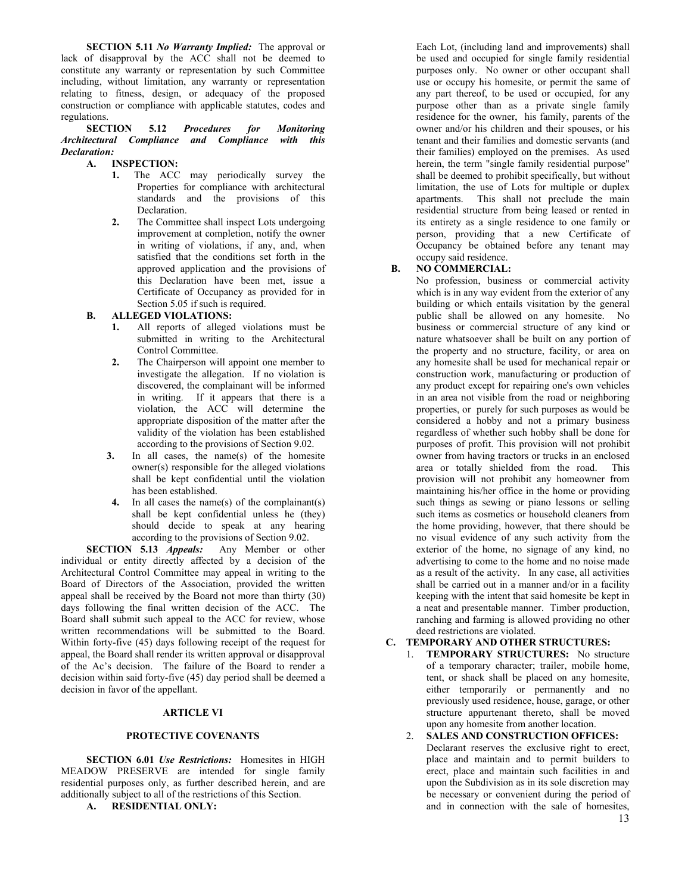**SECTION 5.11** ***No Warranty Implied:*** The approval or lack of disapproval by the ACC shall not be deemed to constitute any warranty or representation by such Committee including, without limitation, any warranty or representation relating to fitness, design, or adequacy of the proposed construction or compliance with applicable statutes, codes and regulations.

**SECTION 5.12** ***Procedures for Monitoring Architectural Compliance and Compliance with this Declaration:***

**A. INSPECTION:**

1. The ACC may periodically survey the Properties for compliance with architectural standards and the provisions of this Declaration.
2. The Committee shall inspect Lots undergoing improvement at completion, notify the owner in writing of violations, if any, and, when satisfied that the conditions set forth in the approved application and the provisions of this Declaration have been met, issue a Certificate of Occupancy as provided for in Section 5.05 if such is required.

**B. ALLEGED VIOLATIONS:**

1. All reports of alleged violations must be submitted in writing to the Architectural Control Committee.
2. The Chairperson will appoint one member to investigate the allegation. If no violation is discovered, the complainant will be informed in writing. If it appears that there is a violation, the ACC will determine the appropriate disposition of the matter after the validity of the violation has been established according to the provisions of Section 9.02.
3. In all cases, the name(s) of the homesite owner(s) responsible for the alleged violations shall be kept confidential until the violation has been established.
4. In all cases the name(s) of the complainant(s) shall be kept confidential unless he (they) should decide to speak at any hearing according to the provisions of Section 9.02.

**SECTION 5.13** ***Appeals:*** Any Member or other individual or entity directly affected by a decision of the Architectural Control Committee may appeal in writing to the Board of Directors of the Association, provided the written appeal shall be received by the Board not more than thirty (30) days following the final written decision of the ACC. The Board shall submit such appeal to the ACC for review, whose written recommendations will be submitted to the Board. Within forty-five (45) days following receipt of the request for appeal, the Board shall render its written approval or disapproval of the Ac's decision. The failure of the Board to render a decision within said forty-five (45) day period shall be deemed a decision in favor of the appellant.

## ARTICLE VI

## PROTECTIVE COVENANTS

**SECTION 6.01** ***Use Restrictions:*** Homesites in HIGH MEADOW PRESERVE are intended for single family residential purposes only, as further described herein, and are additionally subject to all of the restrictions of this Section.

**A. RESIDENTIAL ONLY:**

Each Lot, (including land and improvements) shall be used and occupied for single family residential purposes only. No owner or other occupant shall use or occupy his homesite, or permit the same of any part thereof, to be used or occupied, for any purpose other than as a private single family residence for the owner, his family, parents of the owner and/or his children and their spouses, or his tenant and their families and domestic servants (and their families) employed on the premises. As used herein, the term "single family residential purpose" shall be deemed to prohibit specifically, but without limitation, the use of Lots for multiple or duplex apartments. This shall not preclude the main residential structure from being leased or rented in its entirety as a single residence to one family or person, providing that a new Certificate of Occupancy be obtained before any tenant may occupy said residence.

**B. NO COMMERCIAL:**

No profession, business or commercial activity which is in any way evident from the exterior of any building or which entails visitation by the general public shall be allowed on any homesite. No business or commercial structure of any kind or nature whatsoever shall be built on any portion of the property and no structure, facility, or area on any homesite shall be used for mechanical repair or construction work, manufacturing or production of any product except for repairing one's own vehicles in an area not visible from the road or neighboring properties, or purely for such purposes as would be considered a hobby and not a primary business regardless of whether such hobby shall be done for purposes of profit. This provision will not prohibit owner from having tractors or trucks in an enclosed area or totally shielded from the road. This provision will not prohibit any homeowner from maintaining his/her office in the home or providing such things as sewing or piano lessons or selling such items as cosmetics or household cleaners from the home providing, however, that there should be no visual evidence of any such activity from the exterior of the home, no signage of any kind, no advertising to come to the home and no noise made as a result of the activity. In any case, all activities shall be carried out in a manner and/or in a facility keeping with the intent that said homesite be kept in a neat and presentable manner. Timber production, ranching and farming is allowed providing no other deed restrictions are violated.

**C. TEMPORARY AND OTHER STRUCTURES:**

1. **TEMPORARY STRUCTURES:** No structure of a temporary character; trailer, mobile home, tent, or shack shall be placed on any homesite, either temporarily or permanently and no previously used residence, house, garage, or other structure appurtenant thereto, shall be moved upon any homesite from another location.
2. **SALES AND CONSTRUCTION OFFICES:** Declarant reserves the exclusive right to erect, place and maintain and to permit builders to erect, place and maintain such facilities in and upon the Subdivision as in its sole discretion may be necessary or convenient during the period of and in connection with the sale of homesites,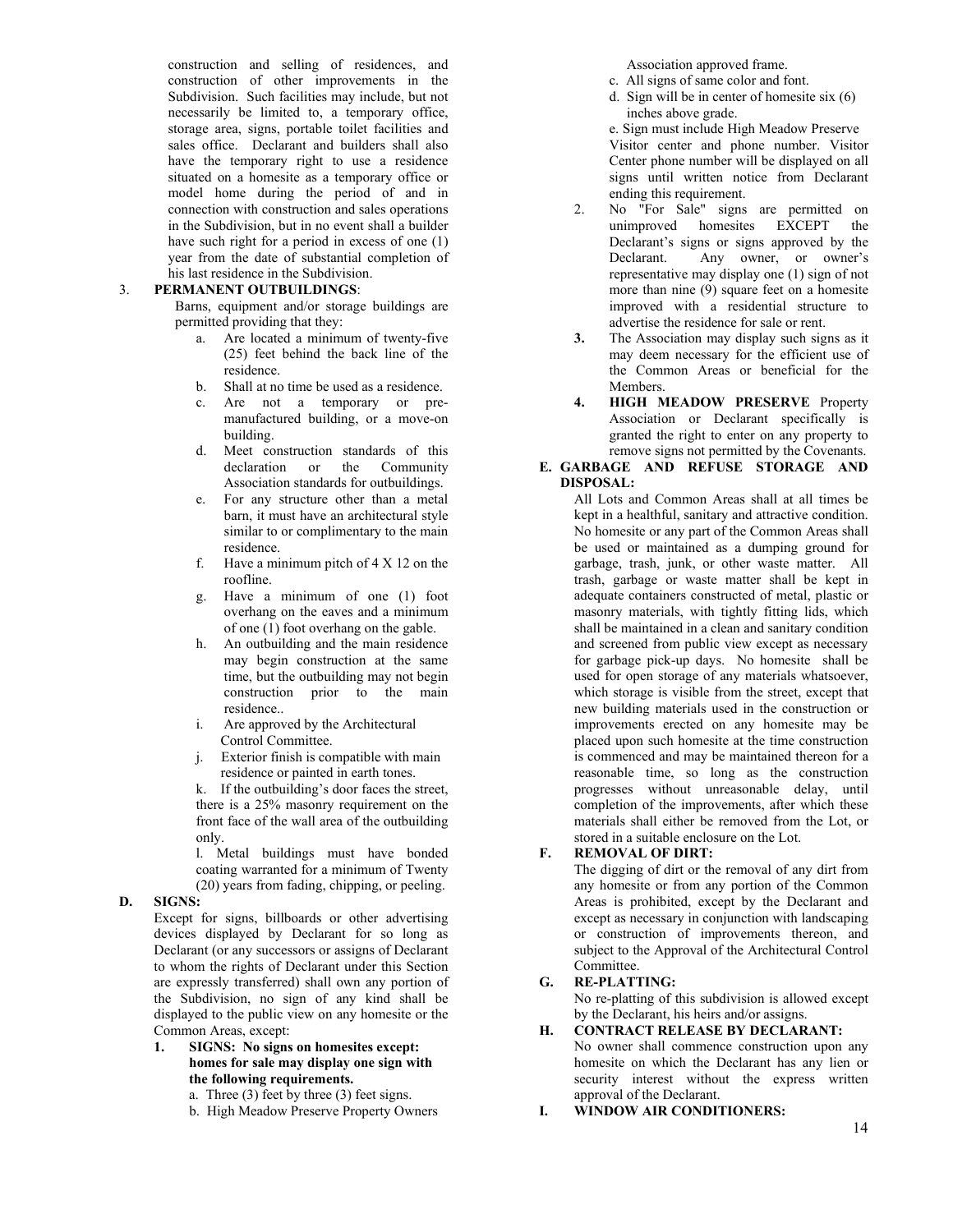construction and selling of residences, and construction of other improvements in the Subdivision. Such facilities may include, but not necessarily be limited to, a temporary office, storage area, signs, portable toilet facilities and sales office. Declarant and builders shall also have the temporary right to use a residence situated on a homesite as a temporary office or model home during the period of and in connection with construction and sales operations in the Subdivision, but in no event shall a builder have such right for a period in excess of one (1) year from the date of substantial completion of his last residence in the Subdivision.

3. **PERMANENT OUTBUILDINGS**:

Barns, equipment and/or storage buildings are permitted providing that they:

a. Are located a minimum of twenty-five (25) feet behind the back line of the residence.
b. Shall at no time be used as a residence.
c. Are not a temporary or pre-manufactured building, or a move-on building.
d. Meet construction standards of this declaration or the Community Association standards for outbuildings.
e. For any structure other than a metal barn, it must have an architectural style similar to or complimentary to the main residence.
f. Have a minimum pitch of 4 X 12 on the roofline.
g. Have a minimum of one (1) foot overhang on the eaves and a minimum of one (1) foot overhang on the gable.
h. An outbuilding and the main residence may begin construction at the same time, but the outbuilding may not begin construction prior to the main residence..
i. Are approved by the Architectural Control Committee.
j. Exterior finish is compatible with main residence or painted in earth tones.
k. If the outbuilding's door faces the street, there is a 25% masonry requirement on the front face of the wall area of the outbuilding only.
l. Metal buildings must have bonded coating warranted for a minimum of Twenty (20) years from fading, chipping, or peeling.

**D. SIGNS:**

Except for signs, billboards or other advertising devices displayed by Declarant for so long as Declarant (or any successors or assigns of Declarant to whom the rights of Declarant under this Section are expressly transferred) shall own any portion of the Subdivision, no sign of any kind shall be displayed to the public view on any homesite or the Common Areas, except:

1. **SIGNS: No signs on homesites except: homes for sale may display one sign with the following requirements.**
   a. Three (3) feet by three (3) feet signs.
   b. High Meadow Preserve Property Owners Association approved frame.
   c. All signs of same color and font.
   d. Sign will be in center of homesite six (6) inches above grade.
   e. Sign must include High Meadow Preserve Visitor center and phone number. Visitor Center phone number will be displayed on all signs until written notice from Declarant ending this requirement.
2. No "For Sale" signs are permitted on unimproved homesites EXCEPT the Declarant's signs or signs approved by the Declarant. Any owner, or owner's representative may display one (1) sign of not more than nine (9) square feet on a homesite improved with a residential structure to advertise the residence for sale or rent.
3. The Association may display such signs as it may deem necessary for the efficient use of the Common Areas or beneficial for the Members.
4. **HIGH MEADOW PRESERVE** Property Association or Declarant specifically is granted the right to enter on any property to remove signs not permitted by the Covenants.

**E. GARBAGE AND REFUSE STORAGE AND DISPOSAL:**

All Lots and Common Areas shall at all times be kept in a healthful, sanitary and attractive condition. No homesite or any part of the Common Areas shall be used or maintained as a dumping ground for garbage, trash, junk, or other waste matter. All trash, garbage or waste matter shall be kept in adequate containers constructed of metal, plastic or masonry materials, with tightly fitting lids, which shall be maintained in a clean and sanitary condition and screened from public view except as necessary for garbage pick-up days. No homesite shall be used for open storage of any materials whatsoever, which storage is visible from the street, except that new building materials used in the construction or improvements erected on any homesite may be placed upon such homesite at the time construction is commenced and may be maintained thereon for a reasonable time, so long as the construction progresses without unreasonable delay, until completion of the improvements, after which these materials shall either be removed from the Lot, or stored in a suitable enclosure on the Lot.

**F. REMOVAL OF DIRT:**

The digging of dirt or the removal of any dirt from any homesite or from any portion of the Common Areas is prohibited, except by the Declarant and except as necessary in conjunction with landscaping or construction of improvements thereon, and subject to the Approval of the Architectural Control Committee.

**G. RE-PLATTING:**

No re-platting of this subdivision is allowed except by the Declarant, his heirs and/or assigns.

**H. CONTRACT RELEASE BY DECLARANT:**

No owner shall commence construction upon any homesite on which the Declarant has any lien or security interest without the express written approval of the Declarant.

**I. WINDOW AIR CONDITIONERS:**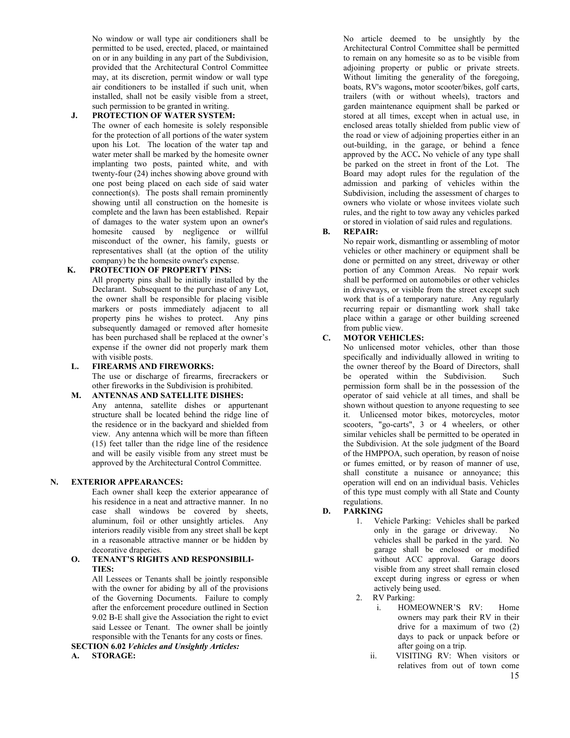No window or wall type air conditioners shall be permitted to be used, erected, placed, or maintained on or in any building in any part of the Subdivision, provided that the Architectural Control Committee may, at its discretion, permit window or wall type air conditioners to be installed if such unit, when installed, shall not be easily visible from a street, such permission to be granted in writing.

**J. PROTECTION OF WATER SYSTEM:**

The owner of each homesite is solely responsible for the protection of all portions of the water system upon his Lot. The location of the water tap and water meter shall be marked by the homesite owner implanting two posts, painted white, and with twenty-four (24) inches showing above ground with one post being placed on each side of said water connection(s). The posts shall remain prominently showing until all construction on the homesite is complete and the lawn has been established. Repair of damages to the water system upon an owner's homesite caused by negligence or willful misconduct of the owner, his family, guests or representatives shall (at the option of the utility company) be the homesite owner's expense.

**K. PROTECTION OF PROPERTY PINS:**

All property pins shall be initially installed by the Declarant. Subsequent to the purchase of any Lot, the owner shall be responsible for placing visible markers or posts immediately adjacent to all property pins he wishes to protect. Any pins subsequently damaged or removed after homesite has been purchased shall be replaced at the owner's expense if the owner did not properly mark them with visible posts.

**L. FIREARMS AND FIREWORKS:**

The use or discharge of firearms, firecrackers or other fireworks in the Subdivision is prohibited.

**M. ANTENNAS AND SATELLITE DISHES:**

Any antenna, satellite dishes or appurtenant structure shall be located behind the ridge line of the residence or in the backyard and shielded from view. Any antenna which will be more than fifteen (15) feet taller than the ridge line of the residence and will be easily visible from any street must be approved by the Architectural Control Committee.

**N. EXTERIOR APPEARANCES:**

Each owner shall keep the exterior appearance of his residence in a neat and attractive manner. In no case shall windows be covered by sheets, aluminum, foil or other unsightly articles. Any interiors readily visible from any street shall be kept in a reasonable attractive manner or be hidden by decorative draperies.

**O. TENANT'S RIGHTS AND RESPONSIBILITIES:**

All Lessees or Tenants shall be jointly responsible with the owner for abiding by all of the provisions of the Governing Documents. Failure to comply after the enforcement procedure outlined in Section 9.02 B-E shall give the Association the right to evict said Lessee or Tenant. The owner shall be jointly responsible with the Tenants for any costs or fines.

**SECTION 6.02** ***Vehicles and Unsightly Articles:***

**A. STORAGE:**

No article deemed to be unsightly by the Architectural Control Committee shall be permitted to remain on any homesite so as to be visible from adjoining property or public or private streets. Without limiting the generality of the foregoing, boats, RV's wagons**,** motor scooter/bikes, golf carts, trailers (with or without wheels), tractors and garden maintenance equipment shall be parked or stored at all times, except when in actual use, in enclosed areas totally shielded from public view of the road or view of adjoining properties either in an out-building, in the garage, or behind a fence approved by the ACC**.** No vehicle of any type shall be parked on the street in front of the Lot. The Board may adopt rules for the regulation of the admission and parking of vehicles within the Subdivision, including the assessment of charges to owners who violate or whose invitees violate such rules, and the right to tow away any vehicles parked or stored in violation of said rules and regulations.

**B. REPAIR:**

No repair work, dismantling or assembling of motor vehicles or other machinery or equipment shall be done or permitted on any street, driveway or other portion of any Common Areas. No repair work shall be performed on automobiles or other vehicles in driveways, or visible from the street except such work that is of a temporary nature. Any regularly recurring repair or dismantling work shall take place within a garage or other building screened from public view.

**C. MOTOR VEHICLES:**

No unlicensed motor vehicles, other than those specifically and individually allowed in writing to the owner thereof by the Board of Directors, shall be operated within the Subdivision. Such permission form shall be in the possession of the operator of said vehicle at all times, and shall be shown without question to anyone requesting to see it. Unlicensed motor bikes, motorcycles, motor scooters, "go-carts", 3 or 4 wheelers, or other similar vehicles shall be permitted to be operated in the Subdivision. At the sole judgment of the Board of the HMPPOA, such operation, by reason of noise or fumes emitted, or by reason of manner of use, shall constitute a nuisance or annoyance; this operation will end on an individual basis. Vehicles of this type must comply with all State and County regulations.

**D. PARKING**

1. Vehicle Parking: Vehicles shall be parked only in the garage or driveway. No vehicles shall be parked in the yard. No garage shall be enclosed or modified without ACC approval. Garage doors visible from any street shall remain closed except during ingress or egress or when actively being used.
2. RV Parking:
   - i. HOMEOWNER'S RV: Home owners may park their RV in their drive for a maximum of two (2) days to pack or unpack before or after going on a trip.
   - ii. VISITING RV: When visitors or relatives from out of town come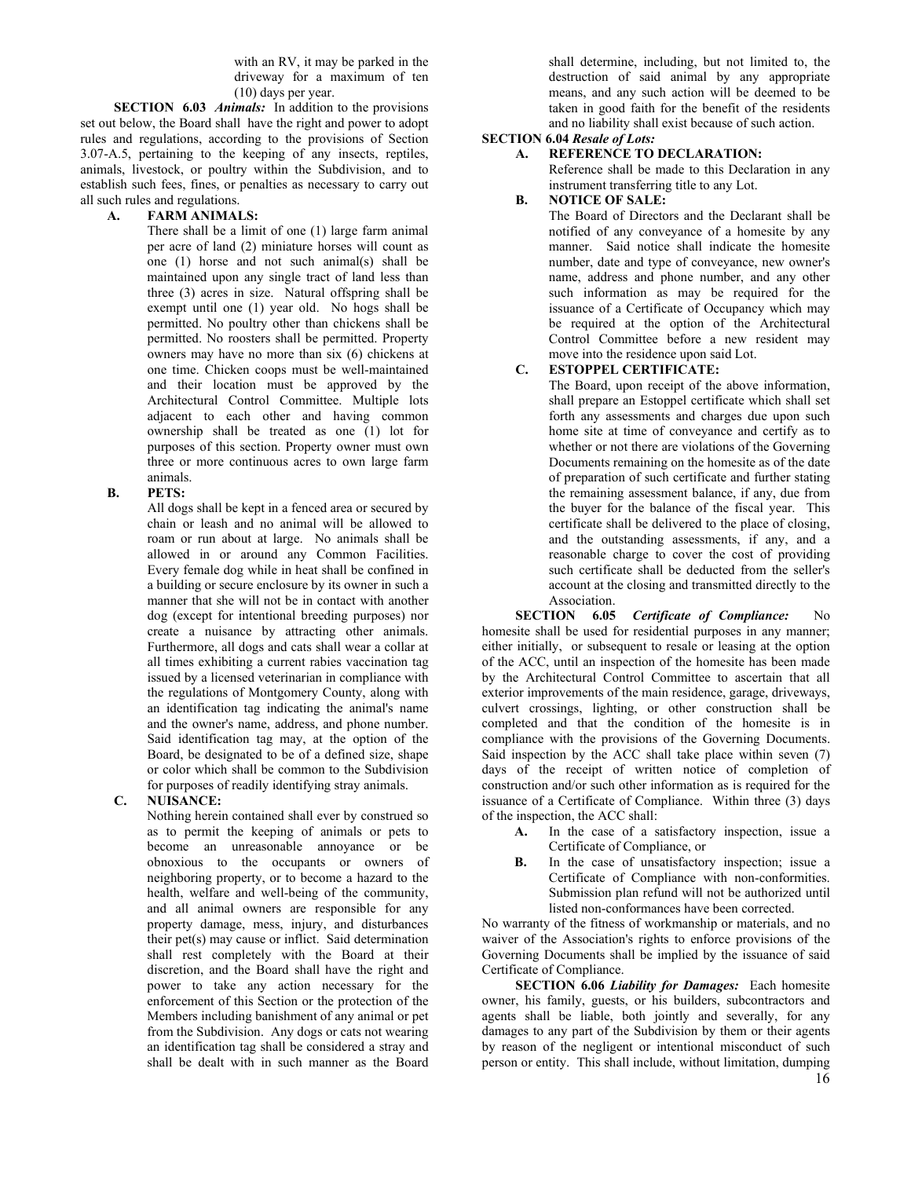with an RV, it may be parked in the driveway for a maximum of ten (10) days per year.

**SECTION 6.03** ***Animals:*** In addition to the provisions set out below, the Board shall have the right and power to adopt rules and regulations, according to the provisions of Section 3.07-A.5, pertaining to the keeping of any insects, reptiles, animals, livestock, or poultry within the Subdivision, and to establish such fees, fines, or penalties as necessary to carry out all such rules and regulations.

**A. FARM ANIMALS:**

There shall be a limit of one (1) large farm animal per acre of land (2) miniature horses will count as one (1) horse and not such animal(s) shall be maintained upon any single tract of land less than three (3) acres in size. Natural offspring shall be exempt until one (1) year old. No hogs shall be permitted. No poultry other than chickens shall be permitted. No roosters shall be permitted. Property owners may have no more than six (6) chickens at one time. Chicken coops must be well-maintained and their location must be approved by the Architectural Control Committee. Multiple lots adjacent to each other and having common ownership shall be treated as one (1) lot for purposes of this section. Property owner must own three or more continuous acres to own large farm animals.

**B. PETS:**

All dogs shall be kept in a fenced area or secured by chain or leash and no animal will be allowed to roam or run about at large. No animals shall be allowed in or around any Common Facilities. Every female dog while in heat shall be confined in a building or secure enclosure by its owner in such a manner that she will not be in contact with another dog (except for intentional breeding purposes) nor create a nuisance by attracting other animals. Furthermore, all dogs and cats shall wear a collar at all times exhibiting a current rabies vaccination tag issued by a licensed veterinarian in compliance with the regulations of Montgomery County, along with an identification tag indicating the animal's name and the owner's name, address, and phone number. Said identification tag may, at the option of the Board, be designated to be of a defined size, shape or color which shall be common to the Subdivision for purposes of readily identifying stray animals.

**C. NUISANCE:**

Nothing herein contained shall ever by construed so as to permit the keeping of animals or pets to become an unreasonable annoyance or be obnoxious to the occupants or owners of neighboring property, or to become a hazard to the health, welfare and well-being of the community, and all animal owners are responsible for any property damage, mess, injury, and disturbances their pet(s) may cause or inflict. Said determination shall rest completely with the Board at their discretion, and the Board shall have the right and power to take any action necessary for the enforcement of this Section or the protection of the Members including banishment of any animal or pet from the Subdivision. Any dogs or cats not wearing an identification tag shall be considered a stray and shall be dealt with in such manner as the Board shall determine, including, but not limited to, the destruction of said animal by any appropriate means, and any such action will be deemed to be taken in good faith for the benefit of the residents and no liability shall exist because of such action.

**SECTION 6.04** ***Resale of Lots:***

**A. REFERENCE TO DECLARATION:**

Reference shall be made to this Declaration in any instrument transferring title to any Lot.

**B. NOTICE OF SALE:**

The Board of Directors and the Declarant shall be notified of any conveyance of a homesite by any manner. Said notice shall indicate the homesite number, date and type of conveyance, new owner's name, address and phone number, and any other such information as may be required for the issuance of a Certificate of Occupancy which may be required at the option of the Architectural Control Committee before a new resident may move into the residence upon said Lot.

**C. ESTOPPEL CERTIFICATE:**

The Board, upon receipt of the above information, shall prepare an Estoppel certificate which shall set forth any assessments and charges due upon such home site at time of conveyance and certify as to whether or not there are violations of the Governing Documents remaining on the homesite as of the date of preparation of such certificate and further stating the remaining assessment balance, if any, due from the buyer for the balance of the fiscal year. This certificate shall be delivered to the place of closing, and the outstanding assessments, if any, and a reasonable charge to cover the cost of providing such certificate shall be deducted from the seller's account at the closing and transmitted directly to the Association.

**SECTION 6.05** ***Certificate of Compliance:*** No homesite shall be used for residential purposes in any manner; either initially, or subsequent to resale or leasing at the option of the ACC, until an inspection of the homesite has been made by the Architectural Control Committee to ascertain that all exterior improvements of the main residence, garage, driveways, culvert crossings, lighting, or other construction shall be completed and that the condition of the homesite is in compliance with the provisions of the Governing Documents. Said inspection by the ACC shall take place within seven (7) days of the receipt of written notice of completion of construction and/or such other information as is required for the issuance of a Certificate of Compliance. Within three (3) days of the inspection, the ACC shall:

**A.** In the case of a satisfactory inspection, issue a Certificate of Compliance, or

**B.** In the case of unsatisfactory inspection; issue a Certificate of Compliance with non-conformities. Submission plan refund will not be authorized until listed non-conformances have been corrected.

No warranty of the fitness of workmanship or materials, and no waiver of the Association's rights to enforce provisions of the Governing Documents shall be implied by the issuance of said Certificate of Compliance.

**SECTION 6.06** ***Liability for Damages:*** Each homesite owner, his family, guests, or his builders, subcontractors and agents shall be liable, both jointly and severally, for any damages to any part of the Subdivision by them or their agents by reason of the negligent or intentional misconduct of such person or entity. This shall include, without limitation, dumping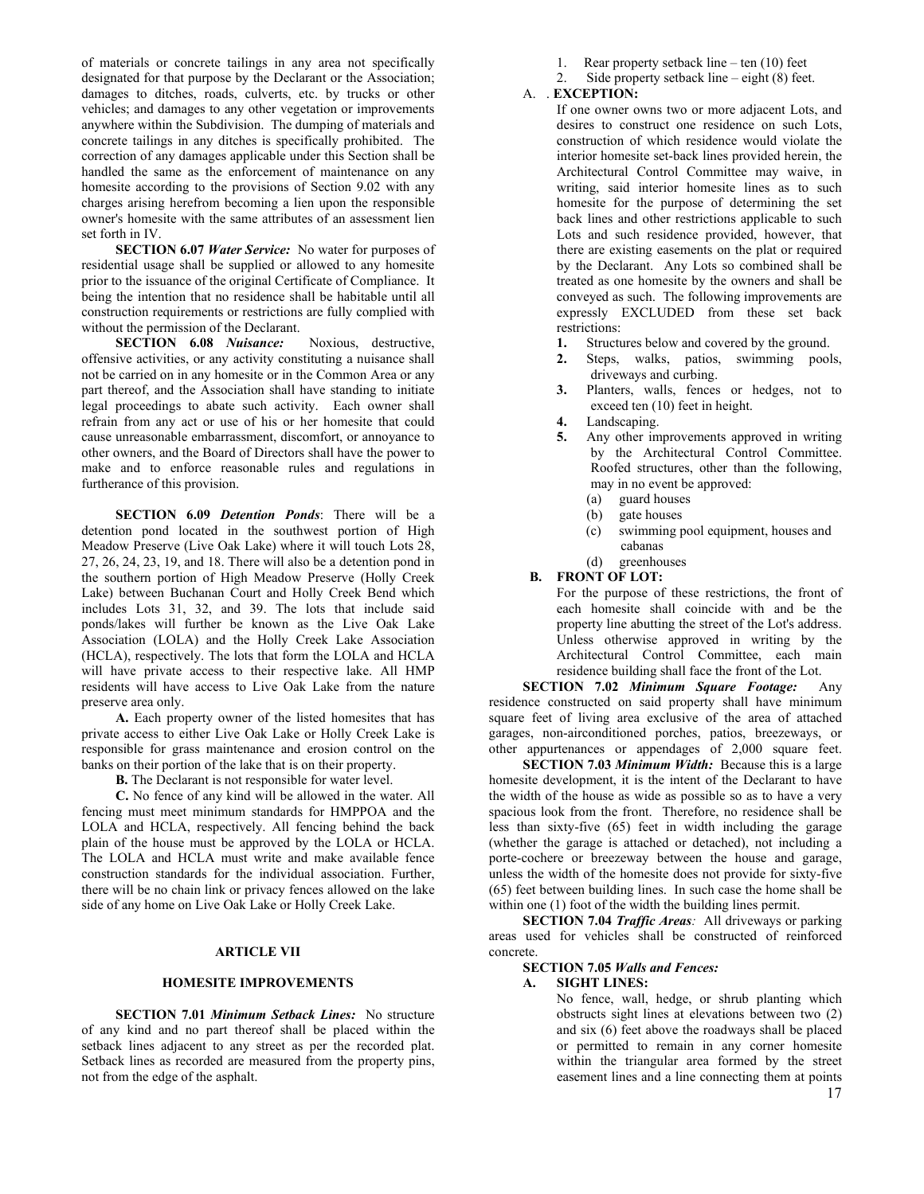of materials or concrete tailings in any area not specifically designated for that purpose by the Declarant or the Association; damages to ditches, roads, culverts, etc. by trucks or other vehicles; and damages to any other vegetation or improvements anywhere within the Subdivision. The dumping of materials and concrete tailings in any ditches is specifically prohibited. The correction of any damages applicable under this Section shall be handled the same as the enforcement of maintenance on any homesite according to the provisions of Section 9.02 with any charges arising herefrom becoming a lien upon the responsible owner's homesite with the same attributes of an assessment lien set forth in IV.

**SECTION 6.07** ***Water Service:*** No water for purposes of residential usage shall be supplied or allowed to any homesite prior to the issuance of the original Certificate of Compliance. It being the intention that no residence shall be habitable until all construction requirements or restrictions are fully complied with without the permission of the Declarant.

**SECTION 6.08** ***Nuisance:*** Noxious, destructive, offensive activities, or any activity constituting a nuisance shall not be carried on in any homesite or in the Common Area or any part thereof, and the Association shall have standing to initiate legal proceedings to abate such activity. Each owner shall refrain from any act or use of his or her homesite that could cause unreasonable embarrassment, discomfort, or annoyance to other owners, and the Board of Directors shall have the power to make and to enforce reasonable rules and regulations in furtherance of this provision.

**SECTION 6.09** ***Detention Ponds***: There will be a detention pond located in the southwest portion of High Meadow Preserve (Live Oak Lake) where it will touch Lots 28, 27, 26, 24, 23, 19, and 18. There will also be a detention pond in the southern portion of High Meadow Preserve (Holly Creek Lake) between Buchanan Court and Holly Creek Bend which includes Lots 31, 32, and 39. The lots that include said ponds/lakes will further be known as the Live Oak Lake Association (LOLA) and the Holly Creek Lake Association (HCLA), respectively. The lots that form the LOLA and HCLA will have private access to their respective lake. All HMP residents will have access to Live Oak Lake from the nature preserve area only.

**A.** Each property owner of the listed homesites that has private access to either Live Oak Lake or Holly Creek Lake is responsible for grass maintenance and erosion control on the banks on their portion of the lake that is on their property.

**B.** The Declarant is not responsible for water level.

**C.** No fence of any kind will be allowed in the water. All fencing must meet minimum standards for HMPPOA and the LOLA and HCLA, respectively. All fencing behind the back plain of the house must be approved by the LOLA or HCLA. The LOLA and HCLA must write and make available fence construction standards for the individual association. Further, there will be no chain link or privacy fences allowed on the lake side of any home on Live Oak Lake or Holly Creek Lake.

## ARTICLE VII

## HOMESITE IMPROVEMENTS

**SECTION 7.01** ***Minimum Setback Lines:*** No structure of any kind and no part thereof shall be placed within the setback lines adjacent to any street as per the recorded plat. Setback lines as recorded are measured from the property pins, not from the edge of the asphalt.

1. Rear property setback line – ten (10) feet
2. Side property setback line – eight (8) feet.

A. . **EXCEPTION:**

If one owner owns two or more adjacent Lots, and desires to construct one residence on such Lots, construction of which residence would violate the interior homesite set-back lines provided herein, the Architectural Control Committee may waive, in writing, said interior homesite lines as to such homesite for the purpose of determining the set back lines and other restrictions applicable to such Lots and such residence provided, however, that there are existing easements on the plat or required by the Declarant. Any Lots so combined shall be treated as one homesite by the owners and shall be conveyed as such. The following improvements are expressly EXCLUDED from these set back restrictions:

1. Structures below and covered by the ground.
2. Steps, walks, patios, swimming pools, driveways and curbing.
3. Planters, walls, fences or hedges, not to exceed ten (10) feet in height.
4. Landscaping.
5. Any other improvements approved in writing by the Architectural Control Committee. Roofed structures, other than the following, may in no event be approved:
   (a) guard houses
   (b) gate houses
   (c) swimming pool equipment, houses and cabanas
   (d) greenhouses

**B. FRONT OF LOT:**

For the purpose of these restrictions, the front of each homesite shall coincide with and be the property line abutting the street of the Lot's address. Unless otherwise approved in writing by the Architectural Control Committee, each main residence building shall face the front of the Lot.

**SECTION 7.02** ***Minimum Square Footage:*** Any residence constructed on said property shall have minimum square feet of living area exclusive of the area of attached garages, non-airconditioned porches, patios, breezeways, or other appurtenances or appendages of 2,000 square feet.

**SECTION 7.03** ***Minimum Width:*** Because this is a large homesite development, it is the intent of the Declarant to have the width of the house as wide as possible so as to have a very spacious look from the front. Therefore, no residence shall be less than sixty-five (65) feet in width including the garage (whether the garage is attached or detached), not including a porte-cochere or breezeway between the house and garage, unless the width of the homesite does not provide for sixty-five (65) feet between building lines. In such case the home shall be within one (1) foot of the width the building lines permit.

**SECTION 7.04** ***Traffic Areas:*** All driveways or parking areas used for vehicles shall be constructed of reinforced concrete.

**SECTION 7.05** ***Walls and Fences:***

**A. SIGHT LINES:**

No fence, wall, hedge, or shrub planting which obstructs sight lines at elevations between two (2) and six (6) feet above the roadways shall be placed or permitted to remain in any corner homesite within the triangular area formed by the street easement lines and a line connecting them at points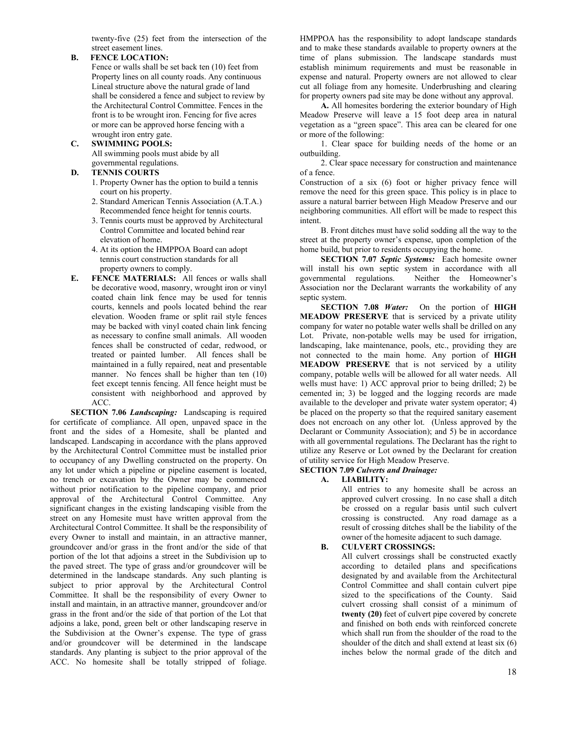twenty-five (25) feet from the intersection of the street easement lines.

**B. FENCE LOCATION:**

Fence or walls shall be set back ten (10) feet from Property lines on all county roads. Any continuous Lineal structure above the natural grade of land shall be considered a fence and subject to review by the Architectural Control Committee. Fences in the front is to be wrought iron. Fencing for five acres or more can be approved horse fencing with a wrought iron entry gate.

**C. SWIMMING POOLS:**

All swimming pools must abide by all governmental regulations.

**D. TENNIS COURTS**

1. Property Owner has the option to build a tennis court on his property.
2. Standard American Tennis Association (A.T.A.) Recommended fence height for tennis courts.
3. Tennis courts must be approved by Architectural Control Committee and located behind rear elevation of home.
4. At its option the HMPPOA Board can adopt tennis court construction standards for all property owners to comply.

**E. FENCE MATERIALS:** All fences or walls shall be decorative wood, masonry, wrought iron or vinyl coated chain link fence may be used for tennis courts, kennels and pools located behind the rear elevation. Wooden frame or split rail style fences may be backed with vinyl coated chain link fencing as necessary to confine small animals. All wooden fences shall be constructed of cedar, redwood, or treated or painted lumber. All fences shall be maintained in a fully repaired, neat and presentable manner. No fences shall be higher than ten (10) feet except tennis fencing. All fence height must be consistent with neighborhood and approved by ACC.

**SECTION 7.06** ***Landscaping:*** Landscaping is required for certificate of compliance. All open, unpaved space in the front and the sides of a Homesite, shall be planted and landscaped. Landscaping in accordance with the plans approved by the Architectural Control Committee must be installed prior to occupancy of any Dwelling constructed on the property. On any lot under which a pipeline or pipeline easement is located, no trench or excavation by the Owner may be commenced without prior notification to the pipeline company, and prior approval of the Architectural Control Committee. Any significant changes in the existing landscaping visible from the street on any Homesite must have written approval from the Architectural Control Committee. It shall be the responsibility of every Owner to install and maintain, in an attractive manner, groundcover and/or grass in the front and/or the side of that portion of the lot that adjoins a street in the Subdivision up to the paved street. The type of grass and/or groundcover will be determined in the landscape standards. Any such planting is subject to prior approval by the Architectural Control Committee. It shall be the responsibility of every Owner to install and maintain, in an attractive manner, groundcover and/or grass in the front and/or the side of that portion of the Lot that adjoins a lake, pond, green belt or other landscaping reserve in the Subdivision at the Owner's expense. The type of grass and/or groundcover will be determined in the landscape standards. Any planting is subject to the prior approval of the ACC. No homesite shall be totally stripped of foliage. HMPPOA has the responsibility to adopt landscape standards and to make these standards available to property owners at the time of plans submission. The landscape standards must establish minimum requirements and must be reasonable in expense and natural. Property owners are not allowed to clear cut all foliage from any homesite. Underbrushing and clearing for property owners pad site may be done without any approval.

**A.** All homesites bordering the exterior boundary of High Meadow Preserve will leave a 15 foot deep area in natural vegetation as a "green space". This area can be cleared for one or more of the following:

1. Clear space for building needs of the home or an outbuilding.

2. Clear space necessary for construction and maintenance of a fence.

Construction of a six (6) foot or higher privacy fence will remove the need for this green space. This policy is in place to assure a natural barrier between High Meadow Preserve and our neighboring communities. All effort will be made to respect this intent.

B. Front ditches must have solid sodding all the way to the street at the property owner's expense, upon completion of the home build, but prior to residents occupying the home.

**SECTION 7.07** ***Septic Systems:*** Each homesite owner will install his own septic system in accordance with all governmental regulations. Neither the Homeowner's Association nor the Declarant warrants the workability of any septic system.

**SECTION 7.08** ***Water:*** On the portion of **HIGH MEADOW PRESERVE** that is serviced by a private utility company for water no potable water wells shall be drilled on any Lot. Private, non-potable wells may be used for irrigation, landscaping, lake maintenance, pools, etc., providing they are not connected to the main home. Any portion of **HIGH MEADOW PRESERVE** that is not serviced by a utility company, potable wells will be allowed for all water needs. All wells must have: 1) ACC approval prior to being drilled; 2) be cemented in; 3) be logged and the logging records are made available to the developer and private water system operator; 4) be placed on the property so that the required sanitary easement does not encroach on any other lot. (Unless approved by the Declarant or Community Association); and 5) be in accordance with all governmental regulations. The Declarant has the right to utilize any Reserve or Lot owned by the Declarant for creation of utility service for High Meadow Preserve.

**SECTION 7.09** ***Culverts and Drainage:***

**A. LIABILITY:**

All entries to any homesite shall be across an approved culvert crossing. In no case shall a ditch be crossed on a regular basis until such culvert crossing is constructed. Any road damage as a result of crossing ditches shall be the liability of the owner of the homesite adjacent to such damage.

**B. CULVERT CROSSINGS:**

All culvert crossings shall be constructed exactly according to detailed plans and specifications designated by and available from the Architectural Control Committee and shall contain culvert pipe sized to the specifications of the County. Said culvert crossing shall consist of a minimum of **twenty (20)** feet of culvert pipe covered by concrete and finished on both ends with reinforced concrete which shall run from the shoulder of the road to the shoulder of the ditch and shall extend at least six (6) inches below the normal grade of the ditch and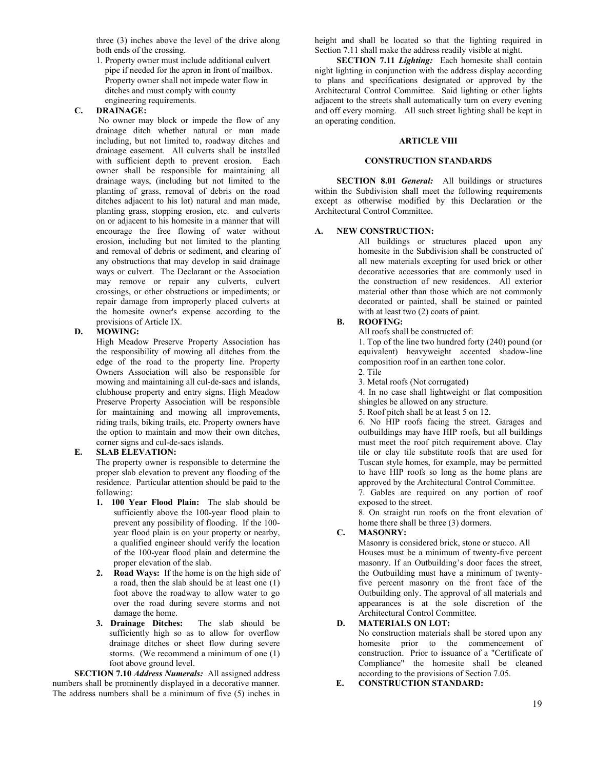three (3) inches above the level of the drive along both ends of the crossing.

1. Property owner must include additional culvert pipe if needed for the apron in front of mailbox. Property owner shall not impede water flow in ditches and must comply with county engineering requirements.

**C. DRAINAGE:**

No owner may block or impede the flow of any drainage ditch whether natural or man made including, but not limited to, roadway ditches and drainage easement. All culverts shall be installed with sufficient depth to prevent erosion. Each owner shall be responsible for maintaining all drainage ways, (including but not limited to the planting of grass, removal of debris on the road ditches adjacent to his lot) natural and man made, planting grass, stopping erosion, etc. and culverts on or adjacent to his homesite in a manner that will encourage the free flowing of water without erosion, including but not limited to the planting and removal of debris or sediment, and clearing of any obstructions that may develop in said drainage ways or culvert. The Declarant or the Association may remove or repair any culverts, culvert crossings, or other obstructions or impediments; or repair damage from improperly placed culverts at the homesite owner's expense according to the provisions of Article IX.

**D. MOWING:**

High Meadow Preserve Property Association has the responsibility of mowing all ditches from the edge of the road to the property line. Property Owners Association will also be responsible for mowing and maintaining all cul-de-sacs and islands, clubhouse property and entry signs. High Meadow Preserve Property Association will be responsible for maintaining and mowing all improvements, riding trails, biking trails, etc. Property owners have the option to maintain and mow their own ditches, corner signs and cul-de-sacs islands.

**E. SLAB ELEVATION:**

The property owner is responsible to determine the proper slab elevation to prevent any flooding of the residence. Particular attention should be paid to the following:

1. **100 Year Flood Plain:** The slab should be sufficiently above the 100-year flood plain to prevent any possibility of flooding. If the 100-year flood plain is on your property or nearby, a qualified engineer should verify the location of the 100-year flood plain and determine the proper elevation of the slab.
2. **Road Ways:** If the home is on the high side of a road, then the slab should be at least one (1) foot above the roadway to allow water to go over the road during severe storms and not damage the home.
3. **Drainage Ditches:** The slab should be sufficiently high so as to allow for overflow drainage ditches or sheet flow during severe storms. (We recommend a minimum of one (1) foot above ground level.

**SECTION 7.10** ***Address Numerals:*** All assigned address numbers shall be prominently displayed in a decorative manner. The address numbers shall be a minimum of five (5) inches in height and shall be located so that the lighting required in Section 7.11 shall make the address readily visible at night.

**SECTION 7.11** ***Lighting:*** Each homesite shall contain night lighting in conjunction with the address display according to plans and specifications designated or approved by the Architectural Control Committee. Said lighting or other lights adjacent to the streets shall automatically turn on every evening and off every morning. All such street lighting shall be kept in an operating condition.

## ARTICLE VIII

## CONSTRUCTION STANDARDS

**SECTION 8.01** ***General:*** All buildings or structures within the Subdivision shall meet the following requirements except as otherwise modified by this Declaration or the Architectural Control Committee.

**A. NEW CONSTRUCTION:**

All buildings or structures placed upon any homesite in the Subdivision shall be constructed of all new materials excepting for used brick or other decorative accessories that are commonly used in the construction of new residences. All exterior material other than those which are not commonly decorated or painted, shall be stained or painted with at least two (2) coats of paint.

**B. ROOFING:**

All roofs shall be constructed of:

1. Top of the line two hundred forty (240) pound (or equivalent) heavyweight accented shadow-line composition roof in an earthen tone color.
2. Tile
3. Metal roofs (Not corrugated)
4. In no case shall lightweight or flat composition shingles be allowed on any structure.
5. Roof pitch shall be at least 5 on 12.
6. No HIP roofs facing the street. Garages and outbuildings may have HIP roofs, but all buildings must meet the roof pitch requirement above. Clay tile or clay tile substitute roofs that are used for Tuscan style homes, for example, may be permitted to have HIP roofs so long as the home plans are approved by the Architectural Control Committee.
7. Gables are required on any portion of roof exposed to the street.
8. On straight run roofs on the front elevation of home there shall be three (3) dormers.

**C. MASONRY:**

Masonry is considered brick, stone or stucco. All Houses must be a minimum of twenty-five percent masonry. If an Outbuilding's door faces the street, the Outbuilding must have a minimum of twenty-five percent masonry on the front face of the Outbuilding only. The approval of all materials and appearances is at the sole discretion of the Architectural Control Committee.

**D. MATERIALS ON LOT:**

No construction materials shall be stored upon any homesite prior to the commencement of construction. Prior to issuance of a "Certificate of Compliance" the homesite shall be cleaned according to the provisions of Section 7.05.

**E. CONSTRUCTION STANDARD:**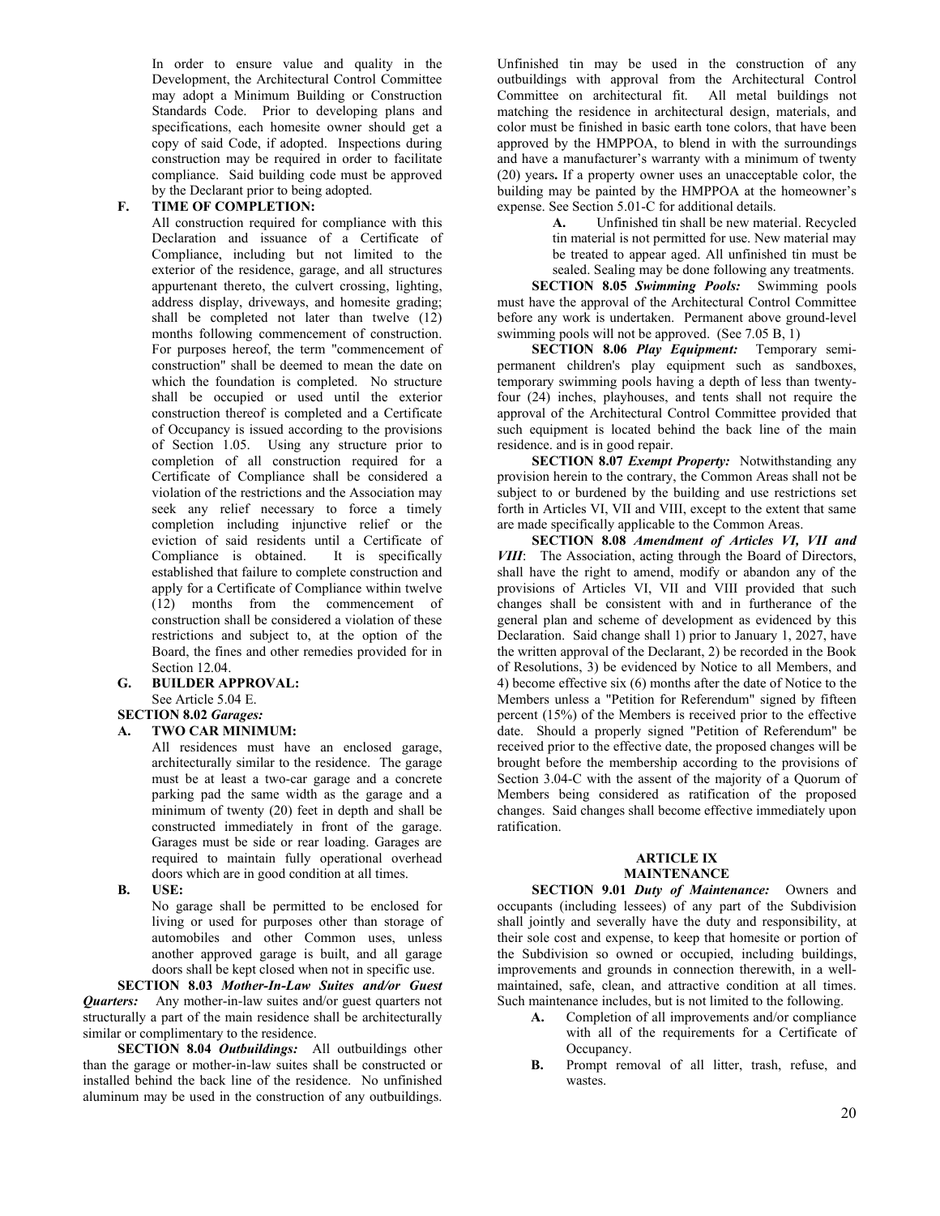In order to ensure value and quality in the Development, the Architectural Control Committee may adopt a Minimum Building or Construction Standards Code. Prior to developing plans and specifications, each homesite owner should get a copy of said Code, if adopted. Inspections during construction may be required in order to facilitate compliance. Said building code must be approved by the Declarant prior to being adopted.

**F. TIME OF COMPLETION:**

All construction required for compliance with this Declaration and issuance of a Certificate of Compliance, including but not limited to the exterior of the residence, garage, and all structures appurtenant thereto, the culvert crossing, lighting, address display, driveways, and homesite grading; shall be completed not later than twelve (12) months following commencement of construction. For purposes hereof, the term "commencement of construction" shall be deemed to mean the date on which the foundation is completed. No structure shall be occupied or used until the exterior construction thereof is completed and a Certificate of Occupancy is issued according to the provisions of Section 1.05. Using any structure prior to completion of all construction required for a Certificate of Compliance shall be considered a violation of the restrictions and the Association may seek any relief necessary to force a timely completion including injunctive relief or the eviction of said residents until a Certificate of Compliance is obtained. It is specifically established that failure to complete construction and apply for a Certificate of Compliance within twelve (12) months from the commencement of construction shall be considered a violation of these restrictions and subject to, at the option of the Board, the fines and other remedies provided for in Section 12.04.

**G. BUILDER APPROVAL:**

See Article 5.04 E.

**SECTION 8.02** ***Garages:***

**A. TWO CAR MINIMUM:**

All residences must have an enclosed garage, architecturally similar to the residence. The garage must be at least a two-car garage and a concrete parking pad the same width as the garage and a minimum of twenty (20) feet in depth and shall be constructed immediately in front of the garage. Garages must be side or rear loading. Garages are required to maintain fully operational overhead doors which are in good condition at all times.

**B. USE:**

No garage shall be permitted to be enclosed for living or used for purposes other than storage of automobiles and other Common uses, unless another approved garage is built, and all garage doors shall be kept closed when not in specific use.

**SECTION 8.03** ***Mother-In-Law Suites and/or Guest Quarters:*** Any mother-in-law suites and/or guest quarters not structurally a part of the main residence shall be architecturally similar or complimentary to the residence.

**SECTION 8.04** ***Outbuildings:*** All outbuildings other than the garage or mother-in-law suites shall be constructed or installed behind the back line of the residence. No unfinished aluminum may be used in the construction of any outbuildings. Unfinished tin may be used in the construction of any outbuildings with approval from the Architectural Control Committee on architectural fit. All metal buildings not matching the residence in architectural design, materials, and color must be finished in basic earth tone colors, that have been approved by the HMPPOA, to blend in with the surroundings and have a manufacturer's warranty with a minimum of twenty (20) years**.** If a property owner uses an unacceptable color, the building may be painted by the HMPPOA at the homeowner's expense. See Section 5.01-C for additional details.

**A.** Unfinished tin shall be new material. Recycled tin material is not permitted for use. New material may be treated to appear aged. All unfinished tin must be sealed. Sealing may be done following any treatments.

**SECTION 8.05** ***Swimming Pools:*** Swimming pools must have the approval of the Architectural Control Committee before any work is undertaken. Permanent above ground-level swimming pools will not be approved. (See 7.05 B, 1)

**SECTION 8.06** ***Play Equipment:*** Temporary semi-permanent children's play equipment such as sandboxes, temporary swimming pools having a depth of less than twenty-four (24) inches, playhouses, and tents shall not require the approval of the Architectural Control Committee provided that such equipment is located behind the back line of the main residence. and is in good repair.

**SECTION 8.07** ***Exempt Property:*** Notwithstanding any provision herein to the contrary, the Common Areas shall not be subject to or burdened by the building and use restrictions set forth in Articles VI, VII and VIII, except to the extent that same are made specifically applicable to the Common Areas.

**SECTION 8.08** ***Amendment of Articles VI, VII and VIII***: The Association, acting through the Board of Directors, shall have the right to amend, modify or abandon any of the provisions of Articles VI, VII and VIII provided that such changes shall be consistent with and in furtherance of the general plan and scheme of development as evidenced by this Declaration. Said change shall 1) prior to January 1, 2027, have the written approval of the Declarant, 2) be recorded in the Book of Resolutions, 3) be evidenced by Notice to all Members, and 4) become effective six (6) months after the date of Notice to the Members unless a "Petition for Referendum" signed by fifteen percent (15%) of the Members is received prior to the effective date. Should a properly signed "Petition of Referendum" be received prior to the effective date, the proposed changes will be brought before the membership according to the provisions of Section 3.04-C with the assent of the majority of a Quorum of Members being considered as ratification of the proposed changes. Said changes shall become effective immediately upon ratification.

## ARTICLE IX
## MAINTENANCE

**SECTION 9.01** ***Duty of Maintenance:*** Owners and occupants (including lessees) of any part of the Subdivision shall jointly and severally have the duty and responsibility, at their sole cost and expense, to keep that homesite or portion of the Subdivision so owned or occupied, including buildings, improvements and grounds in connection therewith, in a well-maintained, safe, clean, and attractive condition at all times. Such maintenance includes, but is not limited to the following.

**A.** Completion of all improvements and/or compliance with all of the requirements for a Certificate of Occupancy.

**B.** Prompt removal of all litter, trash, refuse, and wastes.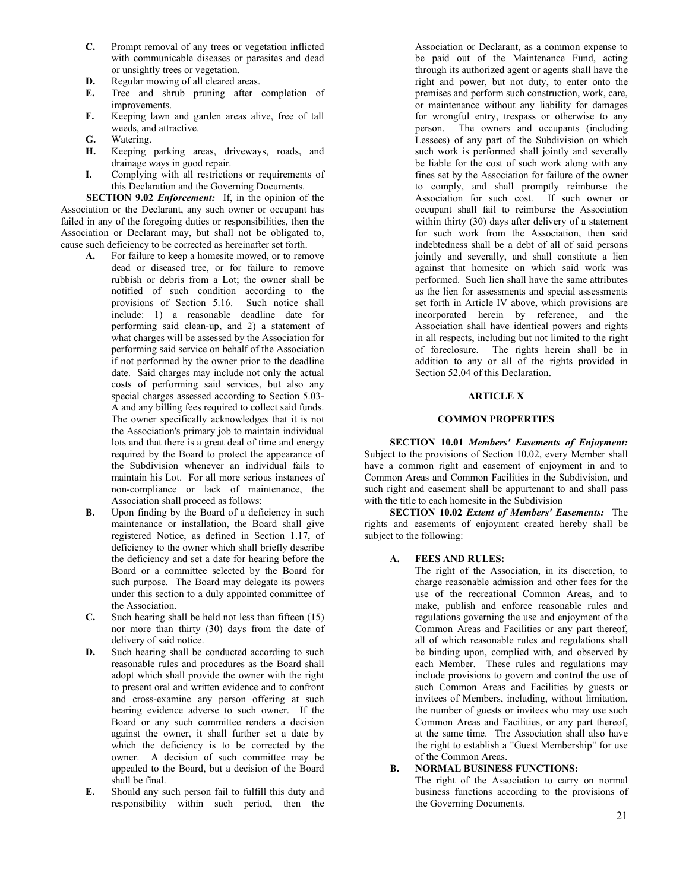- **C.** Prompt removal of any trees or vegetation inflicted with communicable diseases or parasites and dead or unsightly trees or vegetation.
- **D.** Regular mowing of all cleared areas.
- **E.** Tree and shrub pruning after completion of improvements.
- **F.** Keeping lawn and garden areas alive, free of tall weeds, and attractive.
- **G.** Watering.
- **H.** Keeping parking areas, driveways, roads, and drainage ways in good repair.
- **I.** Complying with all restrictions or requirements of this Declaration and the Governing Documents.

**SECTION 9.02** ***Enforcement:*** If, in the opinion of the Association or the Declarant, any such owner or occupant has failed in any of the foregoing duties or responsibilities, then the Association or Declarant may, but shall not be obligated to, cause such deficiency to be corrected as hereinafter set forth.

- **A.** For failure to keep a homesite mowed, or to remove dead or diseased tree, or for failure to remove rubbish or debris from a Lot; the owner shall be notified of such condition according to the provisions of Section 5.16. Such notice shall include: 1) a reasonable deadline date for performing said clean-up, and 2) a statement of what charges will be assessed by the Association for performing said service on behalf of the Association if not performed by the owner prior to the deadline date. Said charges may include not only the actual costs of performing said services, but also any special charges assessed according to Section 5.03-A and any billing fees required to collect said funds. The owner specifically acknowledges that it is not the Association's primary job to maintain individual lots and that there is a great deal of time and energy required by the Board to protect the appearance of the Subdivision whenever an individual fails to maintain his Lot. For all more serious instances of non-compliance or lack of maintenance, the Association shall proceed as follows:
- **B.** Upon finding by the Board of a deficiency in such maintenance or installation, the Board shall give registered Notice, as defined in Section 1.17, of deficiency to the owner which shall briefly describe the deficiency and set a date for hearing before the Board or a committee selected by the Board for such purpose. The Board may delegate its powers under this section to a duly appointed committee of the Association.
- **C.** Such hearing shall be held not less than fifteen (15) nor more than thirty (30) days from the date of delivery of said notice.
- **D.** Such hearing shall be conducted according to such reasonable rules and procedures as the Board shall adopt which shall provide the owner with the right to present oral and written evidence and to confront and cross-examine any person offering at such hearing evidence adverse to such owner. If the Board or any such committee renders a decision against the owner, it shall further set a date by which the deficiency is to be corrected by the owner. A decision of such committee may be appealed to the Board, but a decision of the Board shall be final.
- **E.** Should any such person fail to fulfill this duty and responsibility within such period, then the Association or Declarant, as a common expense to be paid out of the Maintenance Fund, acting through its authorized agent or agents shall have the right and power, but not duty, to enter onto the premises and perform such construction, work, care, or maintenance without any liability for damages for wrongful entry, trespass or otherwise to any person. The owners and occupants (including Lessees) of any part of the Subdivision on which such work is performed shall jointly and severally be liable for the cost of such work along with any fines set by the Association for failure of the owner to comply, and shall promptly reimburse the Association for such cost. If such owner or occupant shall fail to reimburse the Association within thirty (30) days after delivery of a statement for such work from the Association, then said indebtedness shall be a debt of all of said persons jointly and severally, and shall constitute a lien against that homesite on which said work was performed. Such lien shall have the same attributes as the lien for assessments and special assessments set forth in Article IV above, which provisions are incorporated herein by reference, and the Association shall have identical powers and rights in all respects, including but not limited to the right of foreclosure. The rights herein shall be in addition to any or all of the rights provided in Section 52.04 of this Declaration.

## ARTICLE X

## COMMON PROPERTIES

**SECTION 10.01** ***Members' Easements of Enjoyment:*** Subject to the provisions of Section 10.02, every Member shall have a common right and easement of enjoyment in and to Common Areas and Common Facilities in the Subdivision, and such right and easement shall be appurtenant to and shall pass with the title to each homesite in the Subdivision

**SECTION 10.02** ***Extent of Members' Easements:*** The rights and easements of enjoyment created hereby shall be subject to the following:

- **A. FEES AND RULES:**
  The right of the Association, in its discretion, to charge reasonable admission and other fees for the use of the recreational Common Areas, and to make, publish and enforce reasonable rules and regulations governing the use and enjoyment of the Common Areas and Facilities or any part thereof, all of which reasonable rules and regulations shall be binding upon, complied with, and observed by each Member. These rules and regulations may include provisions to govern and control the use of such Common Areas and Facilities by guests or invitees of Members, including, without limitation, the number of guests or invitees who may use such Common Areas and Facilities, or any part thereof, at the same time. The Association shall also have the right to establish a "Guest Membership" for use of the Common Areas.
- **B. NORMAL BUSINESS FUNCTIONS:**
  The right of the Association to carry on normal business functions according to the provisions of the Governing Documents.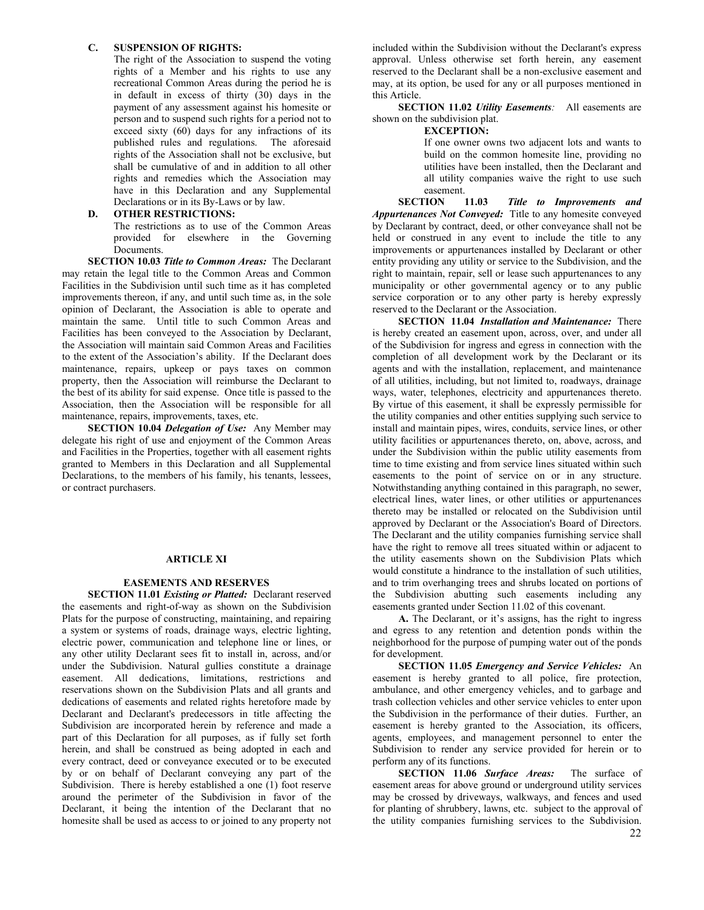**C. SUSPENSION OF RIGHTS:**

The right of the Association to suspend the voting rights of a Member and his rights to use any recreational Common Areas during the period he is in default in excess of thirty (30) days in the payment of any assessment against his homesite or person and to suspend such rights for a period not to exceed sixty (60) days for any infractions of its published rules and regulations. The aforesaid rights of the Association shall not be exclusive, but shall be cumulative of and in addition to all other rights and remedies which the Association may have in this Declaration and any Supplemental Declarations or in its By-Laws or by law.

**D. OTHER RESTRICTIONS:**

The restrictions as to use of the Common Areas provided for elsewhere in the Governing Documents.

**SECTION 10.03** ***Title to Common Areas:*** The Declarant may retain the legal title to the Common Areas and Common Facilities in the Subdivision until such time as it has completed improvements thereon, if any, and until such time as, in the sole opinion of Declarant, the Association is able to operate and maintain the same. Until title to such Common Areas and Facilities has been conveyed to the Association by Declarant, the Association will maintain said Common Areas and Facilities to the extent of the Association's ability. If the Declarant does maintenance, repairs, upkeep or pays taxes on common property, then the Association will reimburse the Declarant to the best of its ability for said expense. Once title is passed to the Association, then the Association will be responsible for all maintenance, repairs, improvements, taxes, etc.

**SECTION 10.04** ***Delegation of Use:*** Any Member may delegate his right of use and enjoyment of the Common Areas and Facilities in the Properties, together with all easement rights granted to Members in this Declaration and all Supplemental Declarations, to the members of his family, his tenants, lessees, or contract purchasers.

## ARTICLE XI

## EASEMENTS AND RESERVES

**SECTION 11.01** ***Existing or Platted:*** Declarant reserved the easements and right-of-way as shown on the Subdivision Plats for the purpose of constructing, maintaining, and repairing a system or systems of roads, drainage ways, electric lighting, electric power, communication and telephone line or lines, or any other utility Declarant sees fit to install in, across, and/or under the Subdivision. Natural gullies constitute a drainage easement. All dedications, limitations, restrictions and reservations shown on the Subdivision Plats and all grants and dedications of easements and related rights heretofore made by Declarant and Declarant's predecessors in title affecting the Subdivision are incorporated herein by reference and made a part of this Declaration for all purposes, as if fully set forth herein, and shall be construed as being adopted in each and every contract, deed or conveyance executed or to be executed by or on behalf of Declarant conveying any part of the Subdivision. There is hereby established a one (1) foot reserve around the perimeter of the Subdivision in favor of the Declarant, it being the intention of the Declarant that no homesite shall be used as access to or joined to any property not included within the Subdivision without the Declarant's express approval. Unless otherwise set forth herein, any easement reserved to the Declarant shall be a non-exclusive easement and may, at its option, be used for any or all purposes mentioned in this Article.

**SECTION 11.02** ***Utility Easements:*** All easements are shown on the subdivision plat.

**EXCEPTION:**

If one owner owns two adjacent lots and wants to build on the common homesite line, providing no utilities have been installed, then the Declarant and all utility companies waive the right to use such easement.

**SECTION 11.03** ***Title to Improvements and Appurtenances Not Conveyed:*** Title to any homesite conveyed by Declarant by contract, deed, or other conveyance shall not be held or construed in any event to include the title to any improvements or appurtenances installed by Declarant or other entity providing any utility or service to the Subdivision, and the right to maintain, repair, sell or lease such appurtenances to any municipality or other governmental agency or to any public service corporation or to any other party is hereby expressly reserved to the Declarant or the Association.

**SECTION 11.04** ***Installation and Maintenance:*** There is hereby created an easement upon, across, over, and under all of the Subdivision for ingress and egress in connection with the completion of all development work by the Declarant or its agents and with the installation, replacement, and maintenance of all utilities, including, but not limited to, roadways, drainage ways, water, telephones, electricity and appurtenances thereto. By virtue of this easement, it shall be expressly permissible for the utility companies and other entities supplying such service to install and maintain pipes, wires, conduits, service lines, or other utility facilities or appurtenances thereto, on, above, across, and under the Subdivision within the public utility easements from time to time existing and from service lines situated within such easements to the point of service on or in any structure. Notwithstanding anything contained in this paragraph, no sewer, electrical lines, water lines, or other utilities or appurtenances thereto may be installed or relocated on the Subdivision until approved by Declarant or the Association's Board of Directors. The Declarant and the utility companies furnishing service shall have the right to remove all trees situated within or adjacent to the utility easements shown on the Subdivision Plats which would constitute a hindrance to the installation of such utilities, and to trim overhanging trees and shrubs located on portions of the Subdivision abutting such easements including any easements granted under Section 11.02 of this covenant.

**A.** The Declarant, or it's assigns, has the right to ingress and egress to any retention and detention ponds within the neighborhood for the purpose of pumping water out of the ponds for development.

**SECTION 11.05** ***Emergency and Service Vehicles:*** An easement is hereby granted to all police, fire protection, ambulance, and other emergency vehicles, and to garbage and trash collection vehicles and other service vehicles to enter upon the Subdivision in the performance of their duties. Further, an easement is hereby granted to the Association, its officers, agents, employees, and management personnel to enter the Subdivision to render any service provided for herein or to perform any of its functions.

**SECTION 11.06** ***Surface Areas:*** The surface of easement areas for above ground or underground utility services may be crossed by driveways, walkways, and fences and used for planting of shrubbery, lawns, etc. subject to the approval of the utility companies furnishing services to the Subdivision.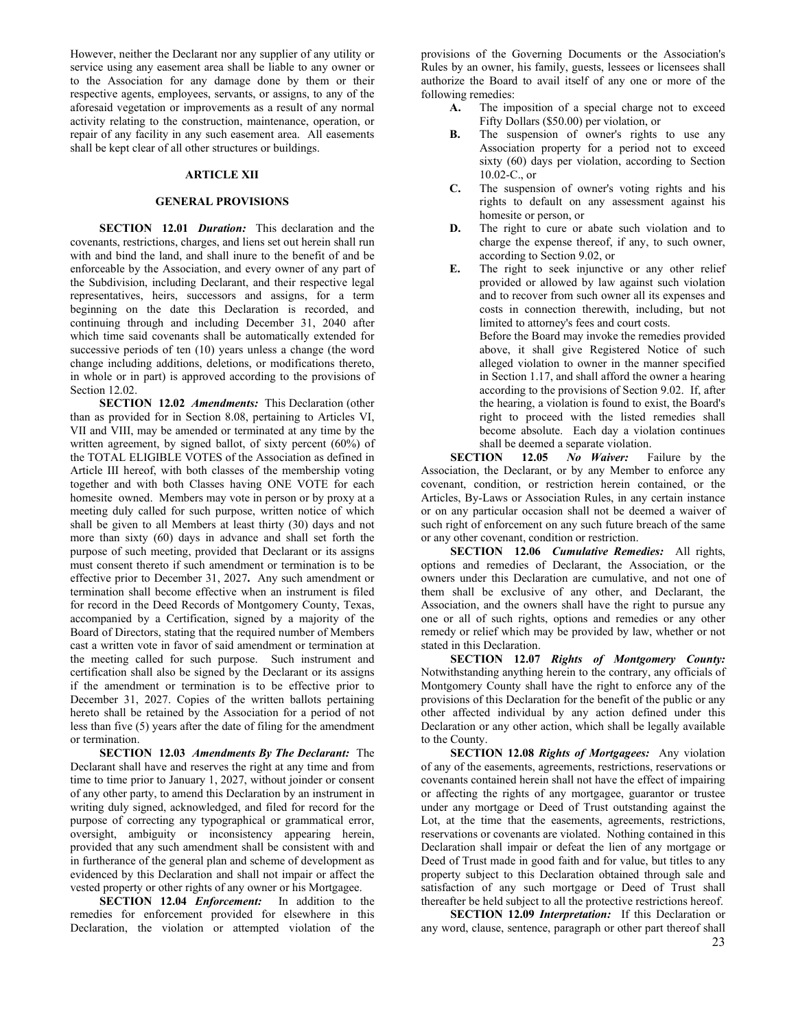However, neither the Declarant nor any supplier of any utility or service using any easement area shall be liable to any owner or to the Association for any damage done by them or their respective agents, employees, servants, or assigns, to any of the aforesaid vegetation or improvements as a result of any normal activity relating to the construction, maintenance, operation, or repair of any facility in any such easement area. All easements shall be kept clear of all other structures or buildings.

## ARTICLE XII

## GENERAL PROVISIONS

**SECTION 12.01** ***Duration:*** This declaration and the covenants, restrictions, charges, and liens set out herein shall run with and bind the land, and shall inure to the benefit of and be enforceable by the Association, and every owner of any part of the Subdivision, including Declarant, and their respective legal representatives, heirs, successors and assigns, for a term beginning on the date this Declaration is recorded, and continuing through and including December 31, 2040 after which time said covenants shall be automatically extended for successive periods of ten (10) years unless a change (the word change including additions, deletions, or modifications thereto, in whole or in part) is approved according to the provisions of Section 12.02.

**SECTION 12.02** ***Amendments:*** This Declaration (other than as provided for in Section 8.08, pertaining to Articles VI, VII and VIII, may be amended or terminated at any time by the written agreement, by signed ballot, of sixty percent (60%) of the TOTAL ELIGIBLE VOTES of the Association as defined in Article III hereof, with both classes of the membership voting together and with both Classes having ONE VOTE for each homesite owned. Members may vote in person or by proxy at a meeting duly called for such purpose, written notice of which shall be given to all Members at least thirty (30) days and not more than sixty (60) days in advance and shall set forth the purpose of such meeting, provided that Declarant or its assigns must consent thereto if such amendment or termination is to be effective prior to December 31, 2027**.** Any such amendment or termination shall become effective when an instrument is filed for record in the Deed Records of Montgomery County, Texas, accompanied by a Certification, signed by a majority of the Board of Directors, stating that the required number of Members cast a written vote in favor of said amendment or termination at the meeting called for such purpose. Such instrument and certification shall also be signed by the Declarant or its assigns if the amendment or termination is to be effective prior to December 31, 2027. Copies of the written ballots pertaining hereto shall be retained by the Association for a period of not less than five (5) years after the date of filing for the amendment or termination.

**SECTION 12.03** ***Amendments By The Declarant:*** The Declarant shall have and reserves the right at any time and from time to time prior to January 1, 2027, without joinder or consent of any other party, to amend this Declaration by an instrument in writing duly signed, acknowledged, and filed for record for the purpose of correcting any typographical or grammatical error, oversight, ambiguity or inconsistency appearing herein, provided that any such amendment shall be consistent with and in furtherance of the general plan and scheme of development as evidenced by this Declaration and shall not impair or affect the vested property or other rights of any owner or his Mortgagee.

**SECTION 12.04** ***Enforcement:*** In addition to the remedies for enforcement provided for elsewhere in this Declaration, the violation or attempted violation of the provisions of the Governing Documents or the Association's Rules by an owner, his family, guests, lessees or licensees shall authorize the Board to avail itself of any one or more of the following remedies:

- **A.** The imposition of a special charge not to exceed Fifty Dollars ($50.00) per violation, or
- **B.** The suspension of owner's rights to use any Association property for a period not to exceed sixty (60) days per violation, according to Section 10.02-C., or
- **C.** The suspension of owner's voting rights and his rights to default on any assessment against his homesite or person, or
- **D.** The right to cure or abate such violation and to charge the expense thereof, if any, to such owner, according to Section 9.02, or
- **E.** The right to seek injunctive or any other relief provided or allowed by law against such violation and to recover from such owner all its expenses and costs in connection therewith, including, but not limited to attorney's fees and court costs.

Before the Board may invoke the remedies provided above, it shall give Registered Notice of such alleged violation to owner in the manner specified in Section 1.17, and shall afford the owner a hearing according to the provisions of Section 9.02. If, after the hearing, a violation is found to exist, the Board's right to proceed with the listed remedies shall become absolute. Each day a violation continues shall be deemed a separate violation.

**SECTION 12.05** ***No Waiver:*** Failure by the Association, the Declarant, or by any Member to enforce any covenant, condition, or restriction herein contained, or the Articles, By-Laws or Association Rules, in any certain instance or on any particular occasion shall not be deemed a waiver of such right of enforcement on any such future breach of the same or any other covenant, condition or restriction.

**SECTION 12.06** ***Cumulative Remedies:*** All rights, options and remedies of Declarant, the Association, or the owners under this Declaration are cumulative, and not one of them shall be exclusive of any other, and Declarant, the Association, and the owners shall have the right to pursue any one or all of such rights, options and remedies or any other remedy or relief which may be provided by law, whether or not stated in this Declaration.

**SECTION 12.07** ***Rights of Montgomery County:*** Notwithstanding anything herein to the contrary, any officials of Montgomery County shall have the right to enforce any of the provisions of this Declaration for the benefit of the public or any other affected individual by any action defined under this Declaration or any other action, which shall be legally available to the County.

**SECTION 12.08** ***Rights of Mortgagees:*** Any violation of any of the easements, agreements, restrictions, reservations or covenants contained herein shall not have the effect of impairing or affecting the rights of any mortgagee, guarantor or trustee under any mortgage or Deed of Trust outstanding against the Lot, at the time that the easements, agreements, restrictions, reservations or covenants are violated. Nothing contained in this Declaration shall impair or defeat the lien of any mortgage or Deed of Trust made in good faith and for value, but titles to any property subject to this Declaration obtained through sale and satisfaction of any such mortgage or Deed of Trust shall thereafter be held subject to all the protective restrictions hereof.

**SECTION 12.09** ***Interpretation:*** If this Declaration or any word, clause, sentence, paragraph or other part thereof shall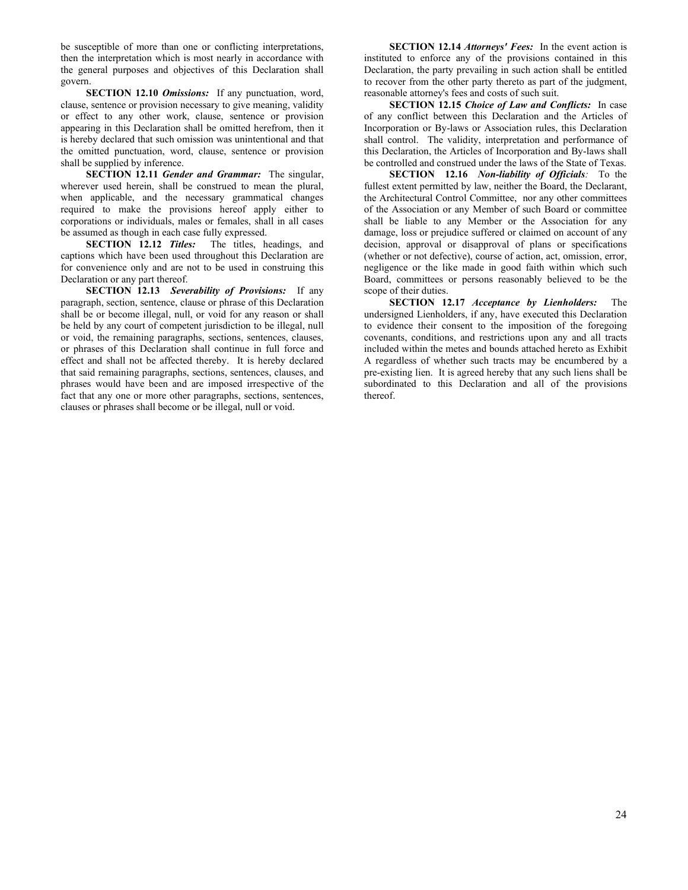be susceptible of more than one or conflicting interpretations, then the interpretation which is most nearly in accordance with the general purposes and objectives of this Declaration shall govern.

**SECTION 12.10** ***Omissions:*** If any punctuation, word, clause, sentence or provision necessary to give meaning, validity or effect to any other work, clause, sentence or provision appearing in this Declaration shall be omitted herefrom, then it is hereby declared that such omission was unintentional and that the omitted punctuation, word, clause, sentence or provision shall be supplied by inference.

**SECTION 12.11** ***Gender and Grammar:*** The singular, wherever used herein, shall be construed to mean the plural, when applicable, and the necessary grammatical changes required to make the provisions hereof apply either to corporations or individuals, males or females, shall in all cases be assumed as though in each case fully expressed.

**SECTION 12.12** ***Titles:*** The titles, headings, and captions which have been used throughout this Declaration are for convenience only and are not to be used in construing this Declaration or any part thereof.

**SECTION 12.13** ***Severability of Provisions:*** If any paragraph, section, sentence, clause or phrase of this Declaration shall be or become illegal, null, or void for any reason or shall be held by any court of competent jurisdiction to be illegal, null or void, the remaining paragraphs, sections, sentences, clauses, or phrases of this Declaration shall continue in full force and effect and shall not be affected thereby. It is hereby declared that said remaining paragraphs, sections, sentences, clauses, and phrases would have been and are imposed irrespective of the fact that any one or more other paragraphs, sections, sentences, clauses or phrases shall become or be illegal, null or void.

**SECTION 12.14** ***Attorneys' Fees:*** In the event action is instituted to enforce any of the provisions contained in this Declaration, the party prevailing in such action shall be entitled to recover from the other party thereto as part of the judgment, reasonable attorney's fees and costs of such suit.

**SECTION 12.15** ***Choice of Law and Conflicts:*** In case of any conflict between this Declaration and the Articles of Incorporation or By-laws or Association rules, this Declaration shall control. The validity, interpretation and performance of this Declaration, the Articles of Incorporation and By-laws shall be controlled and construed under the laws of the State of Texas.

**SECTION 12.16** ***Non-liability of Officials:*** To the fullest extent permitted by law, neither the Board, the Declarant, the Architectural Control Committee, nor any other committees of the Association or any Member of such Board or committee shall be liable to any Member or the Association for any damage, loss or prejudice suffered or claimed on account of any decision, approval or disapproval of plans or specifications (whether or not defective), course of action, act, omission, error, negligence or the like made in good faith within which such Board, committees or persons reasonably believed to be the scope of their duties.

**SECTION 12.17** ***Acceptance by Lienholders:*** The undersigned Lienholders, if any, have executed this Declaration to evidence their consent to the imposition of the foregoing covenants, conditions, and restrictions upon any and all tracts included within the metes and bounds attached hereto as Exhibit A regardless of whether such tracts may be encumbered by a pre-existing lien. It is agreed hereby that any such liens shall be subordinated to this Declaration and all of the provisions thereof.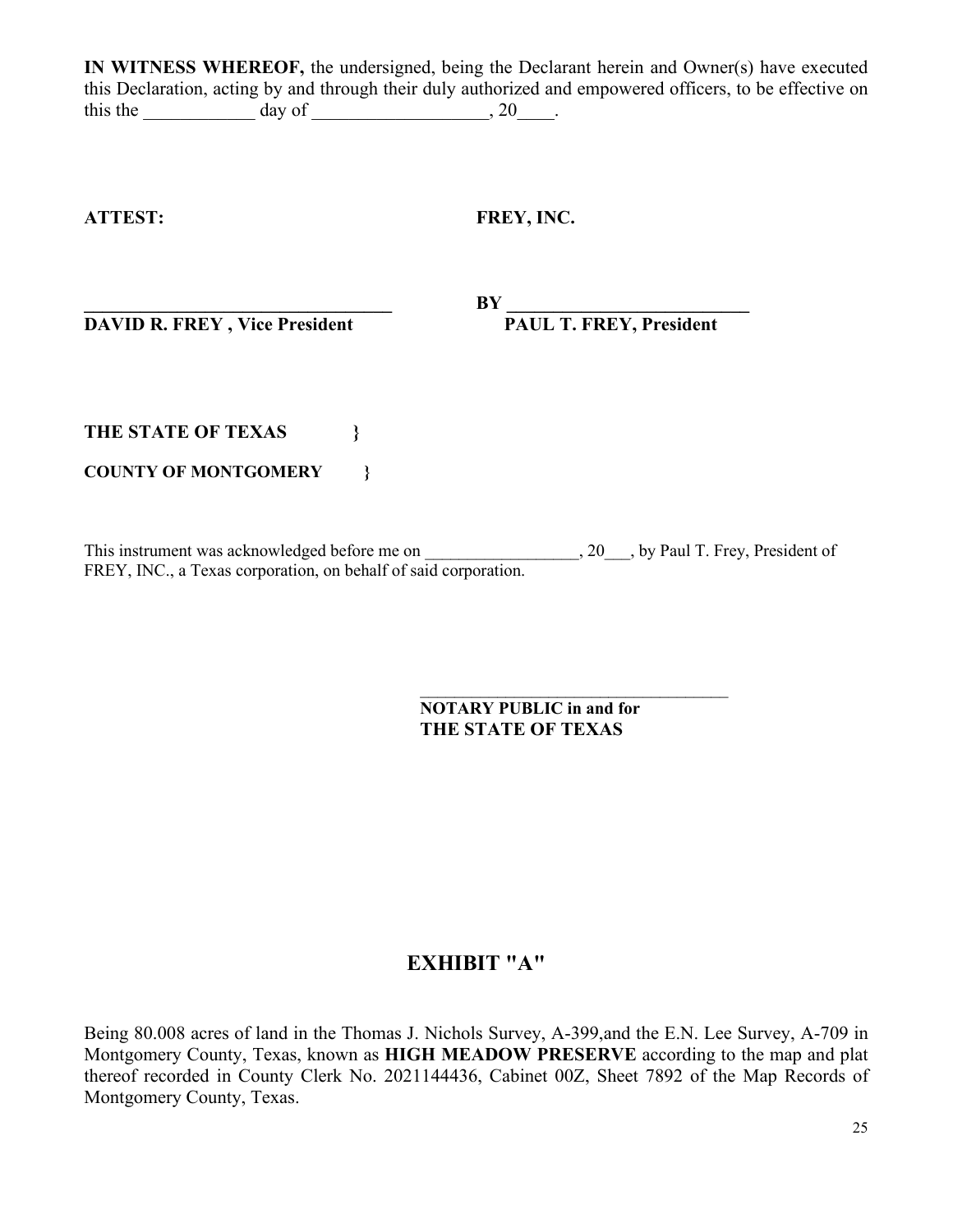**IN WITNESS WHEREOF,** the undersigned, being the Declarant herein and Owner(s) have executed this Declaration, acting by and through their duly authorized and empowered officers, to be effective on this the ____________ day of ___________________, 20____.

**ATTEST:**

**FREY, INC.**

___________________________________
**DAVID R. FREY , Vice President**

**BY** ___________________________
**PAUL T. FREY, President**

**THE STATE OF TEXAS }**

**COUNTY OF MONTGOMERY }**

This instrument was acknowledged before me on __________________, 20___, by Paul T. Frey, President of FREY, INC., a Texas corporation, on behalf of said corporation.

_____________________________________
**NOTARY PUBLIC in and for**
**THE STATE OF TEXAS**

## EXHIBIT "A"

Being 80.008 acres of land in the Thomas J. Nichols Survey, A-399,and the E.N. Lee Survey, A-709 in Montgomery County, Texas, known as **HIGH MEADOW PRESERVE** according to the map and plat thereof recorded in County Clerk No. 2021144436, Cabinet 00Z, Sheet 7892 of the Map Records of Montgomery County, Texas.